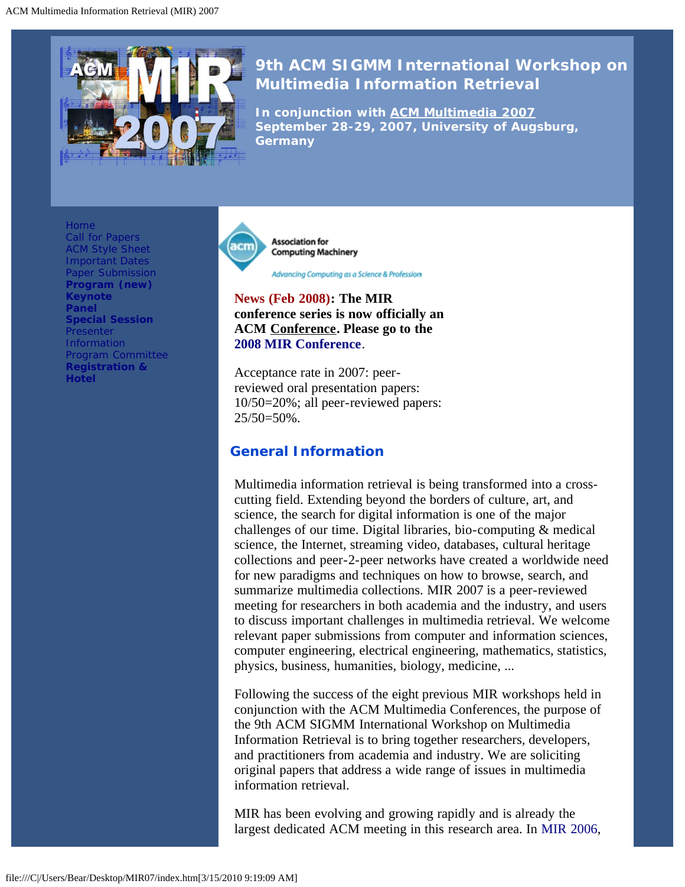# 9th ACM SIGMM International Workshop on Multimedia Information Retrieval

**In conjunction with ACM Multimedia 2007**
**September 28-29, 2007, University of Augsburg, Germany**

- Home
- Call for Papers
- ACM Style Sheet
- Important Dates
- Paper Submission
- **Program (new)**
- **Keynote**
- **Panel**
- **Special Session**
- Presenter Information
- Program Committee
- **Registration & Hotel**

**News (Feb 2008): The MIR conference series is now officially an ACM Conference. Please go to the 2008 MIR Conference.**

Acceptance rate in 2007: peer-reviewed oral presentation papers: 10/50=20%; all peer-reviewed papers: 25/50=50%.

## General Information

Multimedia information retrieval is being transformed into a cross-cutting field. Extending beyond the borders of culture, art, and science, the search for digital information is one of the major challenges of our time. Digital libraries, bio-computing & medical science, the Internet, streaming video, databases, cultural heritage collections and peer-2-peer networks have created a worldwide need for new paradigms and techniques on how to browse, search, and summarize multimedia collections. MIR 2007 is a peer-reviewed meeting for researchers in both academia and the industry, and users to discuss important challenges in multimedia retrieval. We welcome relevant paper submissions from computer and information sciences, computer engineering, electrical engineering, mathematics, statistics, physics, business, humanities, biology, medicine, ...

Following the success of the eight previous MIR workshops held in conjunction with the ACM Multimedia Conferences, the purpose of the 9th ACM SIGMM International Workshop on Multimedia Information Retrieval is to bring together researchers, developers, and practitioners from academia and industry. We are soliciting original papers that address a wide range of issues in multimedia information retrieval.

MIR has been evolving and growing rapidly and is already the largest dedicated ACM meeting in this research area. In MIR 2006,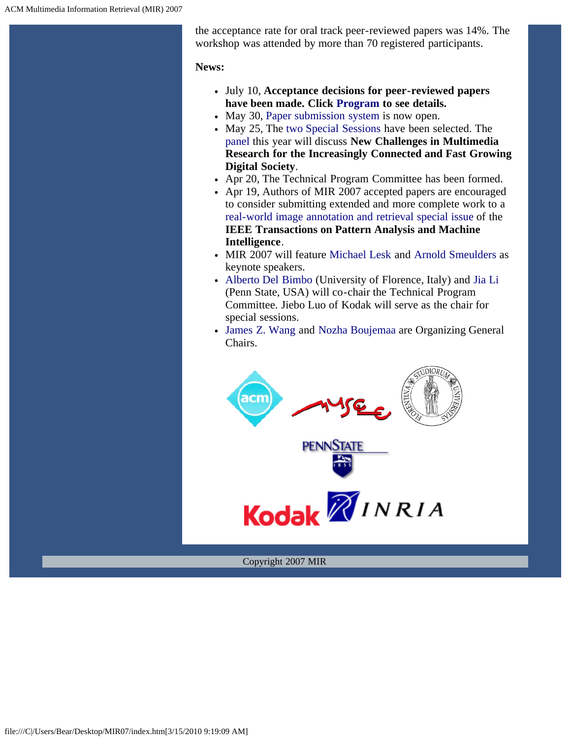the acceptance rate for oral track peer-reviewed papers was 14%. The workshop was attended by more than 70 registered participants.

**News:**

- July 10, **Acceptance decisions for peer-reviewed papers have been made. Click Program to see details.**
- May 30, Paper submission system is now open.
- May 25, The two Special Sessions have been selected. The panel this year will discuss **New Challenges in Multimedia Research for the Increasingly Connected and Fast Growing Digital Society**.
- Apr 20, The Technical Program Committee has been formed.
- Apr 19, Authors of MIR 2007 accepted papers are encouraged to consider submitting extended and more complete work to a real-world image annotation and retrieval special issue of the **IEEE Transactions on Pattern Analysis and Machine Intelligence**.
- MIR 2007 will feature Michael Lesk and Arnold Smeulders as keynote speakers.
- Alberto Del Bimbo (University of Florence, Italy) and Jia Li (Penn State, USA) will co-chair the Technical Program Committee. Jiebo Luo of Kodak will serve as the chair for special sessions.
- James Z. Wang and Nozha Boujemaa are Organizing General Chairs.

Copyright 2007 MIR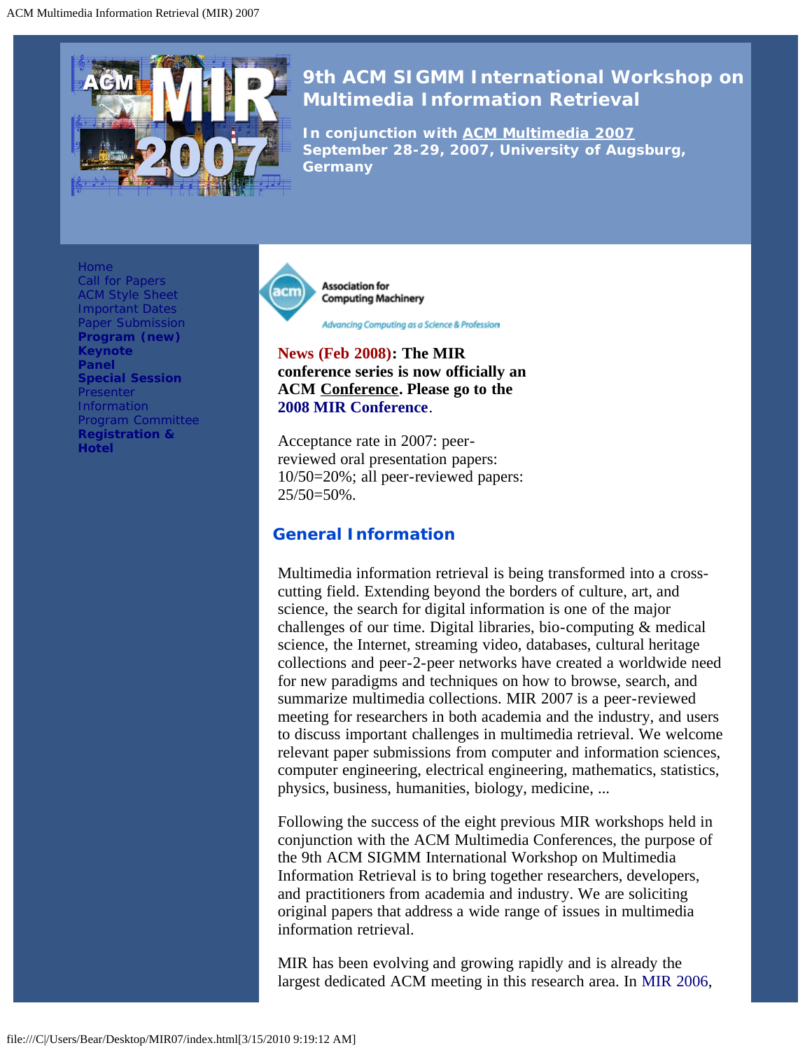# 9th ACM SIGMM International Workshop on Multimedia Information Retrieval

**In conjunction with ACM Multimedia 2007**
**September 28-29, 2007, University of Augsburg, Germany**

- Home
- Call for Papers
- ACM Style Sheet
- Important Dates
- Paper Submission
- **Program (new)**
- **Keynote**
- **Panel**
- **Special Session**
- Presenter Information
- Program Committee
- **Registration & Hotel**

Association for Computing Machinery

*Advancing Computing as a Science & Profession*

**News (Feb 2008): The MIR conference series is now officially an ACM Conference. Please go to the 2008 MIR Conference.**

Acceptance rate in 2007: peer-reviewed oral presentation papers: 10/50=20%; all peer-reviewed papers: 25/50=50%.

## General Information

Multimedia information retrieval is being transformed into a cross-cutting field. Extending beyond the borders of culture, art, and science, the search for digital information is one of the major challenges of our time. Digital libraries, bio-computing & medical science, the Internet, streaming video, databases, cultural heritage collections and peer-2-peer networks have created a worldwide need for new paradigms and techniques on how to browse, search, and summarize multimedia collections. MIR 2007 is a peer-reviewed meeting for researchers in both academia and the industry, and users to discuss important challenges in multimedia retrieval. We welcome relevant paper submissions from computer and information sciences, computer engineering, electrical engineering, mathematics, statistics, physics, business, humanities, biology, medicine, ...

Following the success of the eight previous MIR workshops held in conjunction with the ACM Multimedia Conferences, the purpose of the 9th ACM SIGMM International Workshop on Multimedia Information Retrieval is to bring together researchers, developers, and practitioners from academia and industry. We are soliciting original papers that address a wide range of issues in multimedia information retrieval.

MIR has been evolving and growing rapidly and is already the largest dedicated ACM meeting in this research area. In MIR 2006,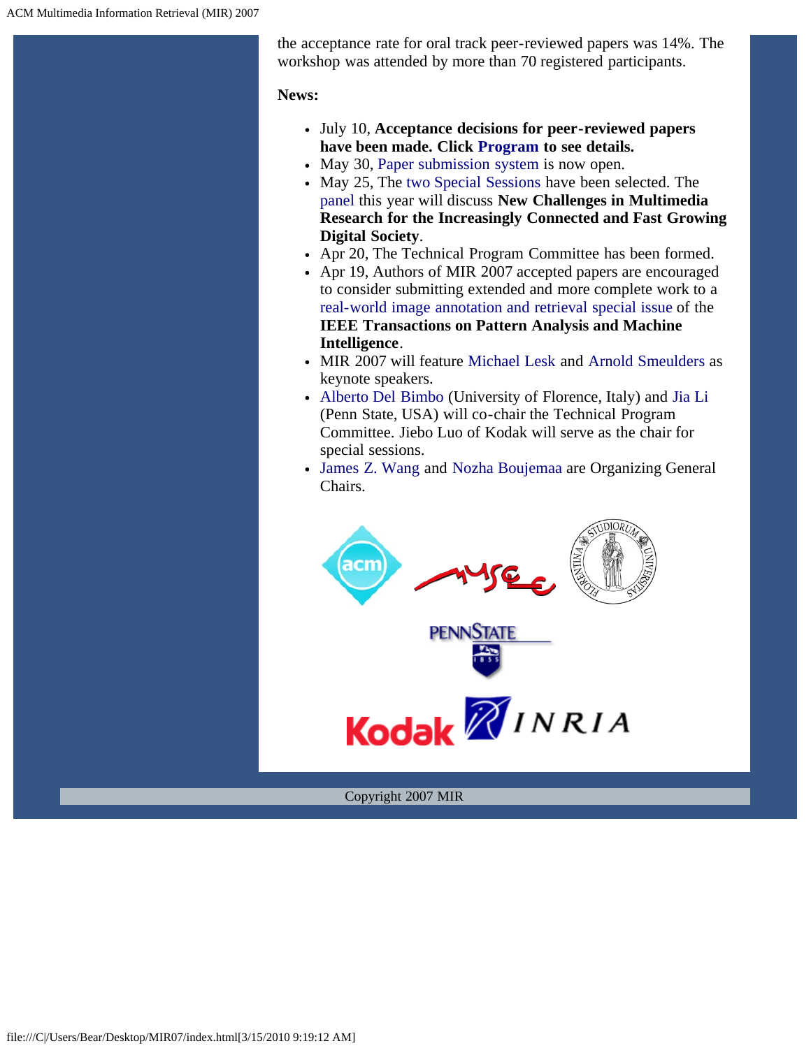the acceptance rate for oral track peer-reviewed papers was 14%. The workshop was attended by more than 70 registered participants.

**News:**

- July 10, **Acceptance decisions for peer-reviewed papers have been made. Click Program to see details.**
- May 30, Paper submission system is now open.
- May 25, The two Special Sessions have been selected. The panel this year will discuss **New Challenges in Multimedia Research for the Increasingly Connected and Fast Growing Digital Society**.
- Apr 20, The Technical Program Committee has been formed.
- Apr 19, Authors of MIR 2007 accepted papers are encouraged to consider submitting extended and more complete work to a real-world image annotation and retrieval special issue of the **IEEE Transactions on Pattern Analysis and Machine Intelligence**.
- MIR 2007 will feature Michael Lesk and Arnold Smeulders as keynote speakers.
- Alberto Del Bimbo (University of Florence, Italy) and Jia Li (Penn State, USA) will co-chair the Technical Program Committee. Jiebo Luo of Kodak will serve as the chair for special sessions.
- James Z. Wang and Nozha Boujemaa are Organizing General Chairs.

Copyright 2007 MIR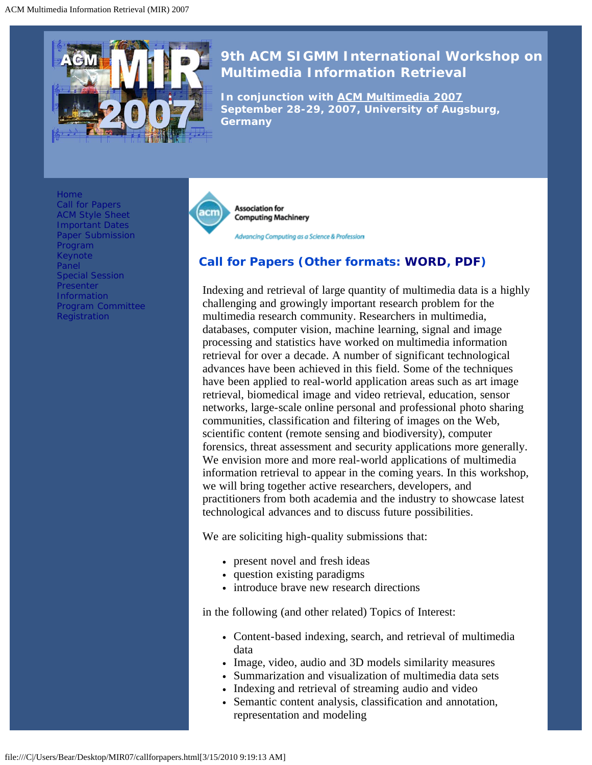# 9th ACM SIGMM International Workshop on Multimedia Information Retrieval

**In conjunction with ACM Multimedia 2007**
**September 28-29, 2007, University of Augsburg, Germany**

- Home
- Call for Papers
- ACM Style Sheet
- Important Dates
- Paper Submission
- Program
- Keynote
- Panel
- Special Session
- Presenter Information
- Program Committee
- Registration

Association for Computing Machinery
*Advancing Computing as a Science & Profession*

## Call for Papers (Other formats: WORD, PDF)

Indexing and retrieval of large quantity of multimedia data is a highly challenging and growingly important research problem for the multimedia research community. Researchers in multimedia, databases, computer vision, machine learning, signal and image processing and statistics have worked on multimedia information retrieval for over a decade. A number of significant technological advances have been achieved in this field. Some of the techniques have been applied to real-world application areas such as art image retrieval, biomedical image and video retrieval, education, sensor networks, large-scale online personal and professional photo sharing communities, classification and filtering of images on the Web, scientific content (remote sensing and biodiversity), computer forensics, threat assessment and security applications more generally. We envision more and more real-world applications of multimedia information retrieval to appear in the coming years. In this workshop, we will bring together active researchers, developers, and practitioners from both academia and the industry to showcase latest technological advances and to discuss future possibilities.

We are soliciting high-quality submissions that:

- present novel and fresh ideas
- question existing paradigms
- introduce brave new research directions

in the following (and other related) Topics of Interest:

- Content-based indexing, search, and retrieval of multimedia data
- Image, video, audio and 3D models similarity measures
- Summarization and visualization of multimedia data sets
- Indexing and retrieval of streaming audio and video
- Semantic content analysis, classification and annotation, representation and modeling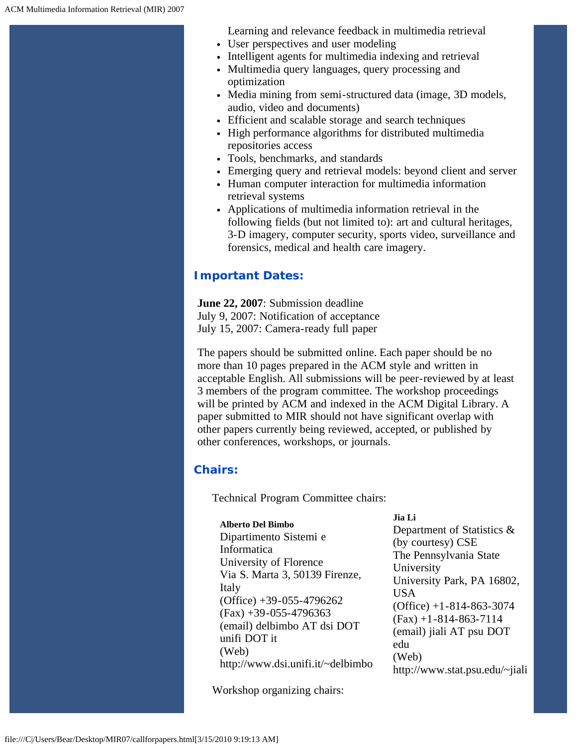Learning and relevance feedback in multimedia retrieval

- User perspectives and user modeling
- Intelligent agents for multimedia indexing and retrieval
- Multimedia query languages, query processing and optimization
- Media mining from semi-structured data (image, 3D models, audio, video and documents)
- Efficient and scalable storage and search techniques
- High performance algorithms for distributed multimedia repositories access
- Tools, benchmarks, and standards
- Emerging query and retrieval models: beyond client and server
- Human computer interaction for multimedia information retrieval systems
- Applications of multimedia information retrieval in the following fields (but not limited to): art and cultural heritages, 3-D imagery, computer security, sports video, surveillance and forensics, medical and health care imagery.

## Important Dates:

**June 22, 2007**: Submission deadline
July 9, 2007: Notification of acceptance
July 15, 2007: Camera-ready full paper

The papers should be submitted online. Each paper should be no more than 10 pages prepared in the ACM style and written in acceptable English. All submissions will be peer-reviewed by at least 3 members of the program committee. The workshop proceedings will be printed by ACM and indexed in the ACM Digital Library. A paper submitted to MIR should not have significant overlap with other papers currently being reviewed, accepted, or published by other conferences, workshops, or journals.

## Chairs:

Technical Program Committee chairs:

**Alberto Del Bimbo**
Dipartimento Sistemi e Informatica
University of Florence
Via S. Marta 3, 50139 Firenze, Italy
(Office) +39-055-4796262
(Fax) +39-055-4796363
(email) delbimbo AT dsi DOT unifi DOT it
(Web) http://www.dsi.unifi.it/~delbimbo

**Jia Li**
Department of Statistics & (by courtesy) CSE
The Pennsylvania State University
University Park, PA 16802, USA
(Office) +1-814-863-3074
(Fax) +1-814-863-7114
(email) jiali AT psu DOT edu
(Web) http://www.stat.psu.edu/~jiali

Workshop organizing chairs: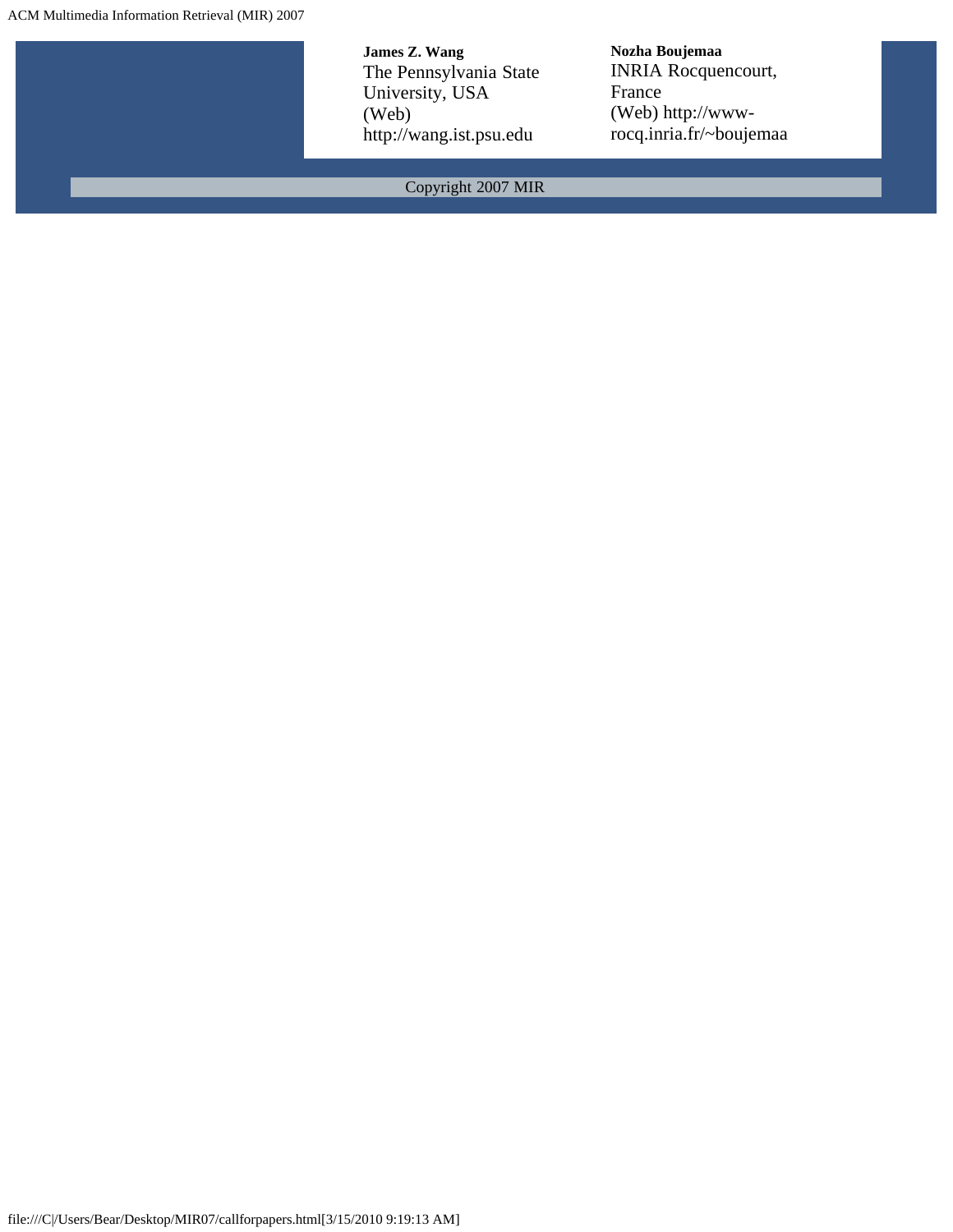**James Z. Wang**
The Pennsylvania State University, USA
(Web) http://wang.ist.psu.edu

**Nozha Boujemaa**
INRIA Rocquencourt, France
(Web) http://www-rocq.inria.fr/~boujemaa

Copyright 2007 MIR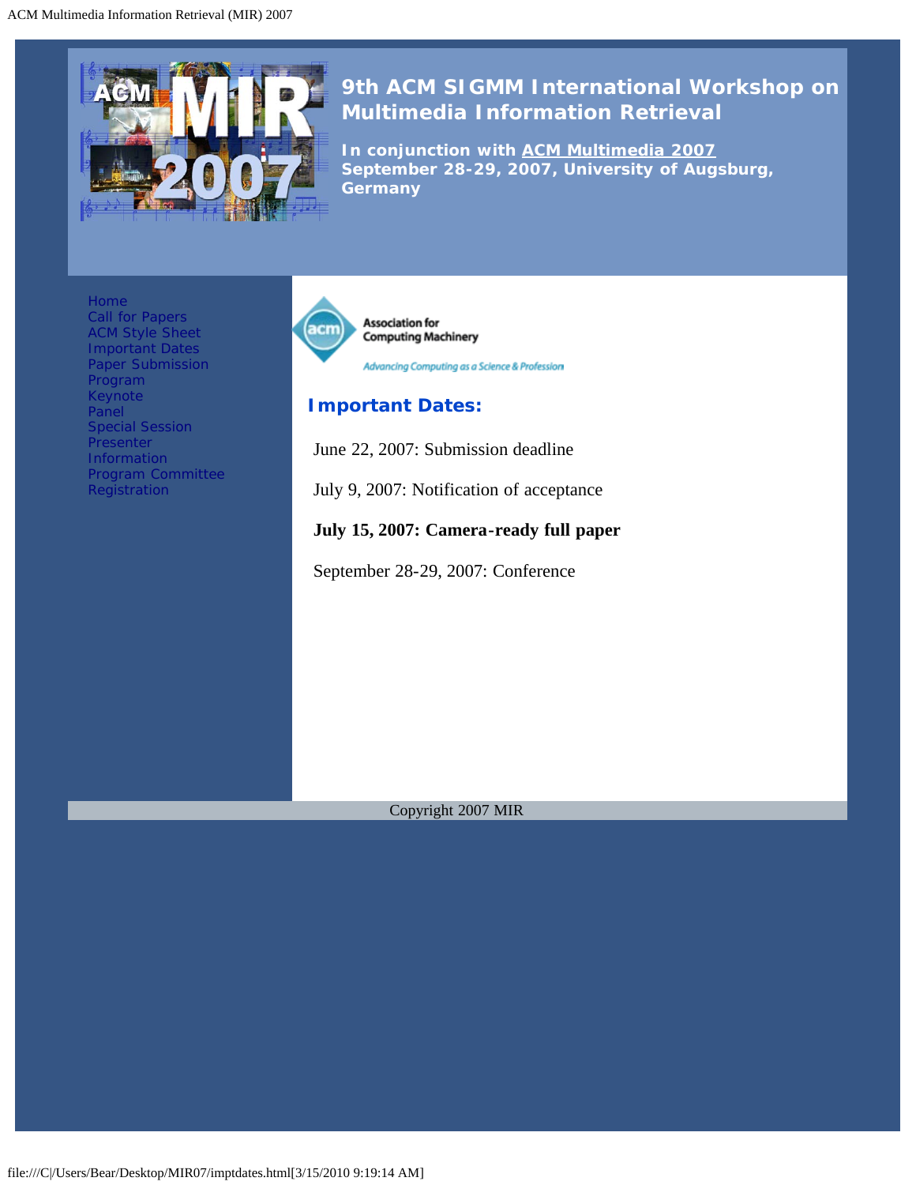# 9th ACM SIGMM International Workshop on Multimedia Information Retrieval

**In conjunction with ACM Multimedia 2007**
**September 28-29, 2007, University of Augsburg, Germany**

- Home
- Call for Papers
- ACM Style Sheet
- Important Dates
- Paper Submission
- Program
- Keynote
- Panel
- Special Session
- Presenter Information
- Program Committee
- Registration

Association for Computing Machinery

*Advancing Computing as a Science & Profession*

## Important Dates:

June 22, 2007: Submission deadline

July 9, 2007: Notification of acceptance

**July 15, 2007: Camera-ready full paper**

September 28-29, 2007: Conference

Copyright 2007 MIR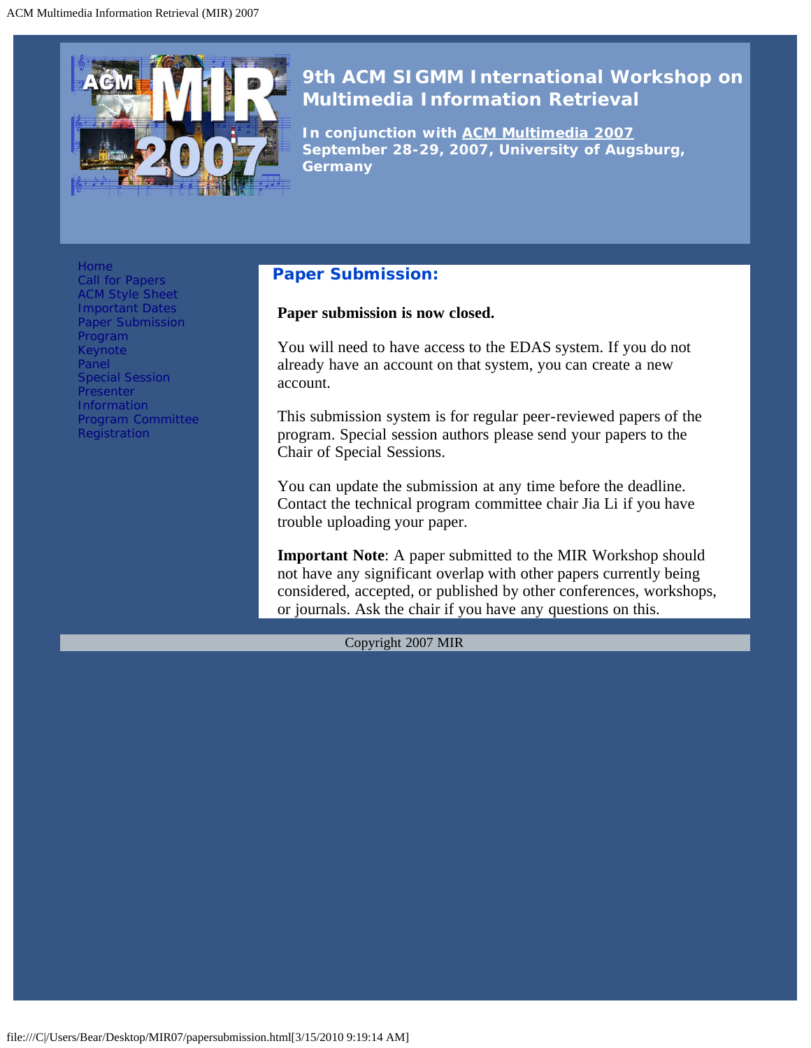# 9th ACM SIGMM International Workshop on Multimedia Information Retrieval

**In conjunction with ACM Multimedia 2007**
**September 28-29, 2007, University of Augsburg, Germany**

- Home
- Call for Papers
- ACM Style Sheet
- Important Dates
- Paper Submission
- Program
- Keynote
- Panel
- Special Session
- Presenter Information
- Program Committee
- Registration

## Paper Submission:

**Paper submission is now closed.**

You will need to have access to the EDAS system. If you do not already have an account on that system, you can create a new account.

This submission system is for regular peer-reviewed papers of the program. Special session authors please send your papers to the Chair of Special Sessions.

You can update the submission at any time before the deadline. Contact the technical program committee chair Jia Li if you have trouble uploading your paper.

**Important Note**: A paper submitted to the MIR Workshop should not have any significant overlap with other papers currently being considered, accepted, or published by other conferences, workshops, or journals. Ask the chair if you have any questions on this.

Copyright 2007 MIR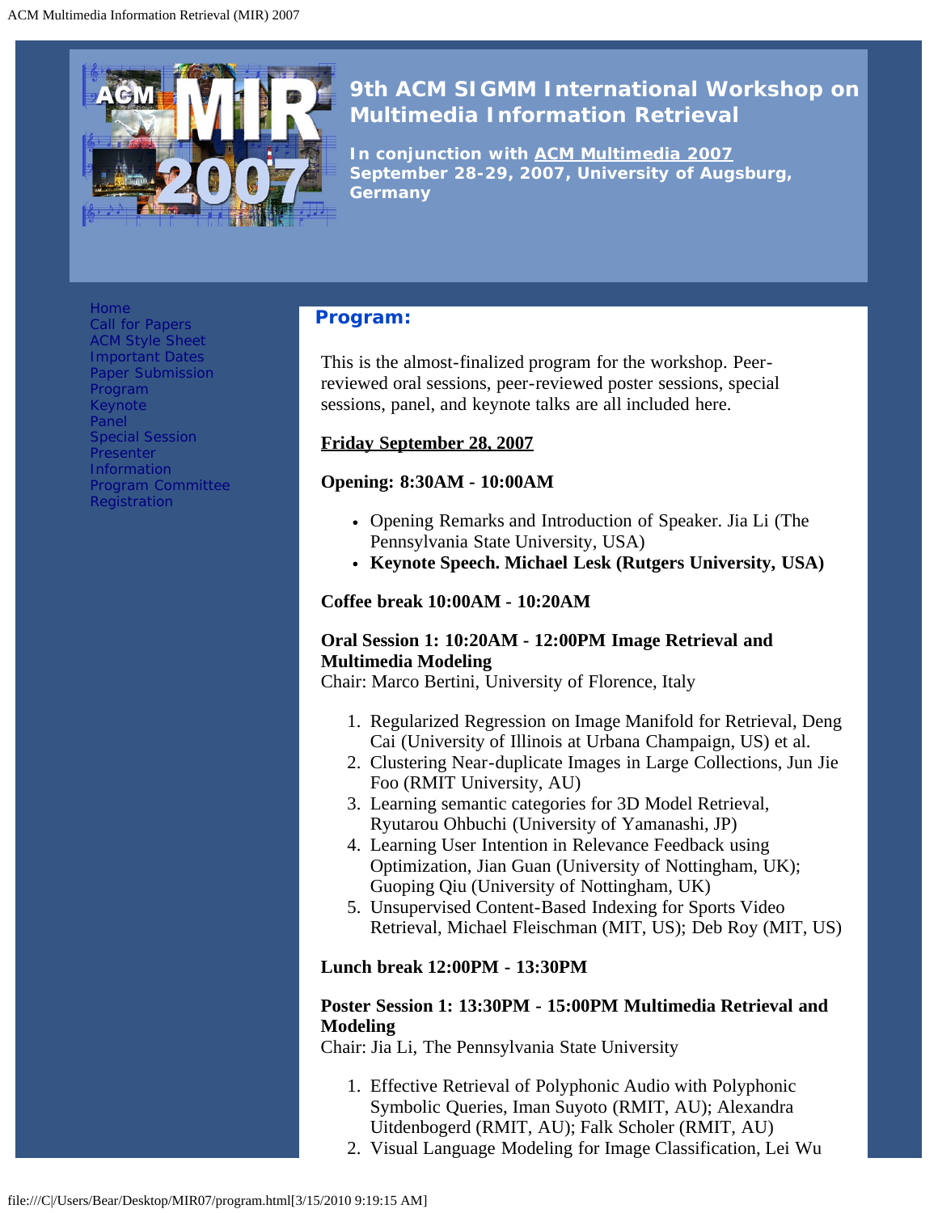# 9th ACM SIGMM International Workshop on Multimedia Information Retrieval

**In conjunction with ACM Multimedia 2007**
**September 28-29, 2007, University of Augsburg, Germany**

Home
Call for Papers
ACM Style Sheet
Important Dates
Paper Submission
Program
Keynote
Panel
Special Session
Presenter Information
Program Committee
Registration

## Program:

This is the almost-finalized program for the workshop. Peer-reviewed oral sessions, peer-reviewed poster sessions, special sessions, panel, and keynote talks are all included here.

**Friday September 28, 2007**

**Opening: 8:30AM - 10:00AM**

- Opening Remarks and Introduction of Speaker. Jia Li (The Pennsylvania State University, USA)
- **Keynote Speech. Michael Lesk (Rutgers University, USA)**

**Coffee break 10:00AM - 10:20AM**

**Oral Session 1: 10:20AM - 12:00PM Image Retrieval and Multimedia Modeling**
Chair: Marco Bertini, University of Florence, Italy

1. Regularized Regression on Image Manifold for Retrieval, Deng Cai (University of Illinois at Urbana Champaign, US) et al.
2. Clustering Near-duplicate Images in Large Collections, Jun Jie Foo (RMIT University, AU)
3. Learning semantic categories for 3D Model Retrieval, Ryutarou Ohbuchi (University of Yamanashi, JP)
4. Learning User Intention in Relevance Feedback using Optimization, Jian Guan (University of Nottingham, UK); Guoping Qiu (University of Nottingham, UK)
5. Unsupervised Content-Based Indexing for Sports Video Retrieval, Michael Fleischman (MIT, US); Deb Roy (MIT, US)

**Lunch break 12:00PM - 13:30PM**

**Poster Session 1: 13:30PM - 15:00PM Multimedia Retrieval and Modeling**
Chair: Jia Li, The Pennsylvania State University

1. Effective Retrieval of Polyphonic Audio with Polyphonic Symbolic Queries, Iman Suyoto (RMIT, AU); Alexandra Uitdenbogerd (RMIT, AU); Falk Scholer (RMIT, AU)
2. Visual Language Modeling for Image Classification, Lei Wu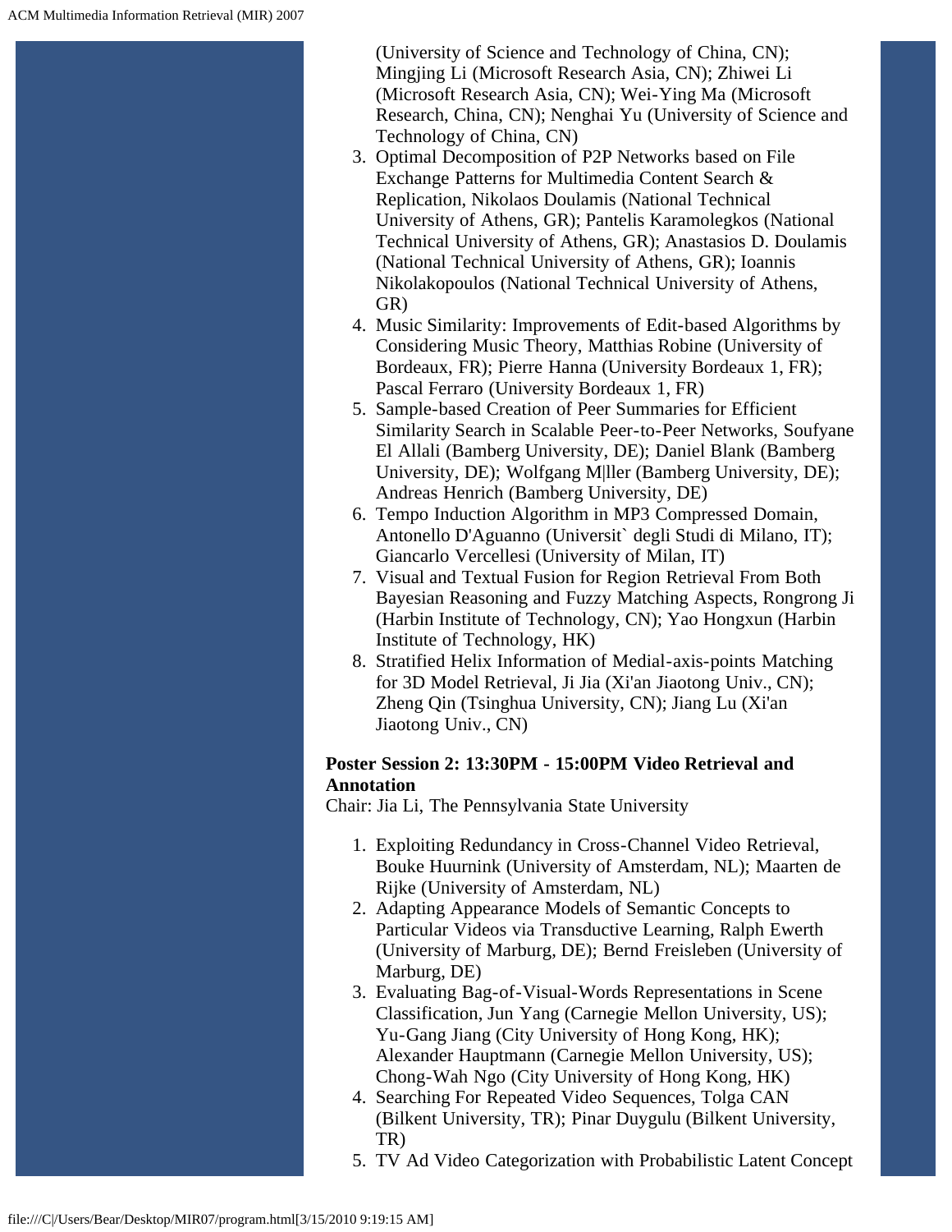(University of Science and Technology of China, CN); Mingjing Li (Microsoft Research Asia, CN); Zhiwei Li (Microsoft Research Asia, CN); Wei-Ying Ma (Microsoft Research, China, CN); Nenghai Yu (University of Science and Technology of China, CN)

3. Optimal Decomposition of P2P Networks based on File Exchange Patterns for Multimedia Content Search & Replication, Nikolaos Doulamis (National Technical University of Athens, GR); Pantelis Karamolegkos (National Technical University of Athens, GR); Anastasios D. Doulamis (National Technical University of Athens, GR); Ioannis Nikolakopoulos (National Technical University of Athens, GR)
4. Music Similarity: Improvements of Edit-based Algorithms by Considering Music Theory, Matthias Robine (University of Bordeaux, FR); Pierre Hanna (University Bordeaux 1, FR); Pascal Ferraro (University Bordeaux 1, FR)
5. Sample-based Creation of Peer Summaries for Efficient Similarity Search in Scalable Peer-to-Peer Networks, Soufyane El Allali (Bamberg University, DE); Daniel Blank (Bamberg University, DE); Wolfgang M|ller (Bamberg University, DE); Andreas Henrich (Bamberg University, DE)
6. Tempo Induction Algorithm in MP3 Compressed Domain, Antonello D'Aguanno (Universit` degli Studi di Milano, IT); Giancarlo Vercellesi (University of Milan, IT)
7. Visual and Textual Fusion for Region Retrieval From Both Bayesian Reasoning and Fuzzy Matching Aspects, Rongrong Ji (Harbin Institute of Technology, CN); Yao Hongxun (Harbin Institute of Technology, HK)
8. Stratified Helix Information of Medial-axis-points Matching for 3D Model Retrieval, Ji Jia (Xi'an Jiaotong Univ., CN); Zheng Qin (Tsinghua University, CN); Jiang Lu (Xi'an Jiaotong Univ., CN)

**Poster Session 2: 13:30PM - 15:00PM Video Retrieval and Annotation**
Chair: Jia Li, The Pennsylvania State University

1. Exploiting Redundancy in Cross-Channel Video Retrieval, Bouke Huurnink (University of Amsterdam, NL); Maarten de Rijke (University of Amsterdam, NL)
2. Adapting Appearance Models of Semantic Concepts to Particular Videos via Transductive Learning, Ralph Ewerth (University of Marburg, DE); Bernd Freisleben (University of Marburg, DE)
3. Evaluating Bag-of-Visual-Words Representations in Scene Classification, Jun Yang (Carnegie Mellon University, US); Yu-Gang Jiang (City University of Hong Kong, HK); Alexander Hauptmann (Carnegie Mellon University, US); Chong-Wah Ngo (City University of Hong Kong, HK)
4. Searching For Repeated Video Sequences, Tolga CAN (Bilkent University, TR); Pinar Duygulu (Bilkent University, TR)
5. TV Ad Video Categorization with Probabilistic Latent Concept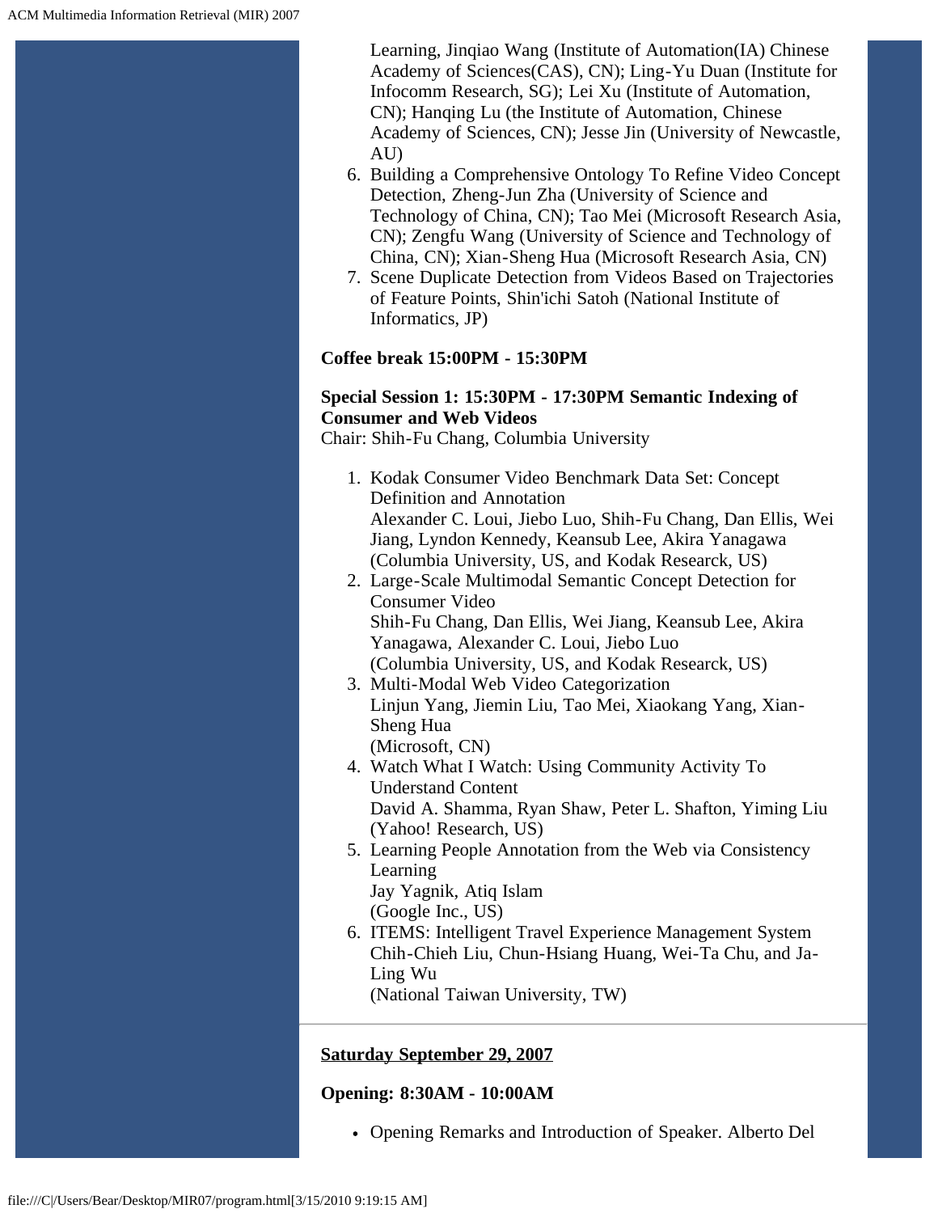Learning, Jinqiao Wang (Institute of Automation(IA) Chinese Academy of Sciences(CAS), CN); Ling-Yu Duan (Institute for Infocomm Research, SG); Lei Xu (Institute of Automation, CN); Hanqing Lu (the Institute of Automation, Chinese Academy of Sciences, CN); Jesse Jin (University of Newcastle, AU)

6. Building a Comprehensive Ontology To Refine Video Concept Detection, Zheng-Jun Zha (University of Science and Technology of China, CN); Tao Mei (Microsoft Research Asia, CN); Zengfu Wang (University of Science and Technology of China, CN); Xian-Sheng Hua (Microsoft Research Asia, CN)
7. Scene Duplicate Detection from Videos Based on Trajectories of Feature Points, Shin'ichi Satoh (National Institute of Informatics, JP)

**Coffee break 15:00PM - 15:30PM**

**Special Session 1: 15:30PM - 17:30PM Semantic Indexing of Consumer and Web Videos**
Chair: Shih-Fu Chang, Columbia University

1. Kodak Consumer Video Benchmark Data Set: Concept Definition and Annotation
   Alexander C. Loui, Jiebo Luo, Shih-Fu Chang, Dan Ellis, Wei Jiang, Lyndon Kennedy, Keansub Lee, Akira Yanagawa
   (Columbia University, US, and Kodak Researck, US)
2. Large-Scale Multimodal Semantic Concept Detection for Consumer Video
   Shih-Fu Chang, Dan Ellis, Wei Jiang, Keansub Lee, Akira Yanagawa, Alexander C. Loui, Jiebo Luo
   (Columbia University, US, and Kodak Researck, US)
3. Multi-Modal Web Video Categorization
   Linjun Yang, Jiemin Liu, Tao Mei, Xiaokang Yang, Xian-Sheng Hua
   (Microsoft, CN)
4. Watch What I Watch: Using Community Activity To Understand Content
   David A. Shamma, Ryan Shaw, Peter L. Shafton, Yiming Liu
   (Yahoo! Research, US)
5. Learning People Annotation from the Web via Consistency Learning
   Jay Yagnik, Atiq Islam
   (Google Inc., US)
6. ITEMS: Intelligent Travel Experience Management System
   Chih-Chieh Liu, Chun-Hsiang Huang, Wei-Ta Chu, and Ja-Ling Wu
   (National Taiwan University, TW)

---

**Saturday September 29, 2007**

**Opening: 8:30AM - 10:00AM**

- Opening Remarks and Introduction of Speaker. Alberto Del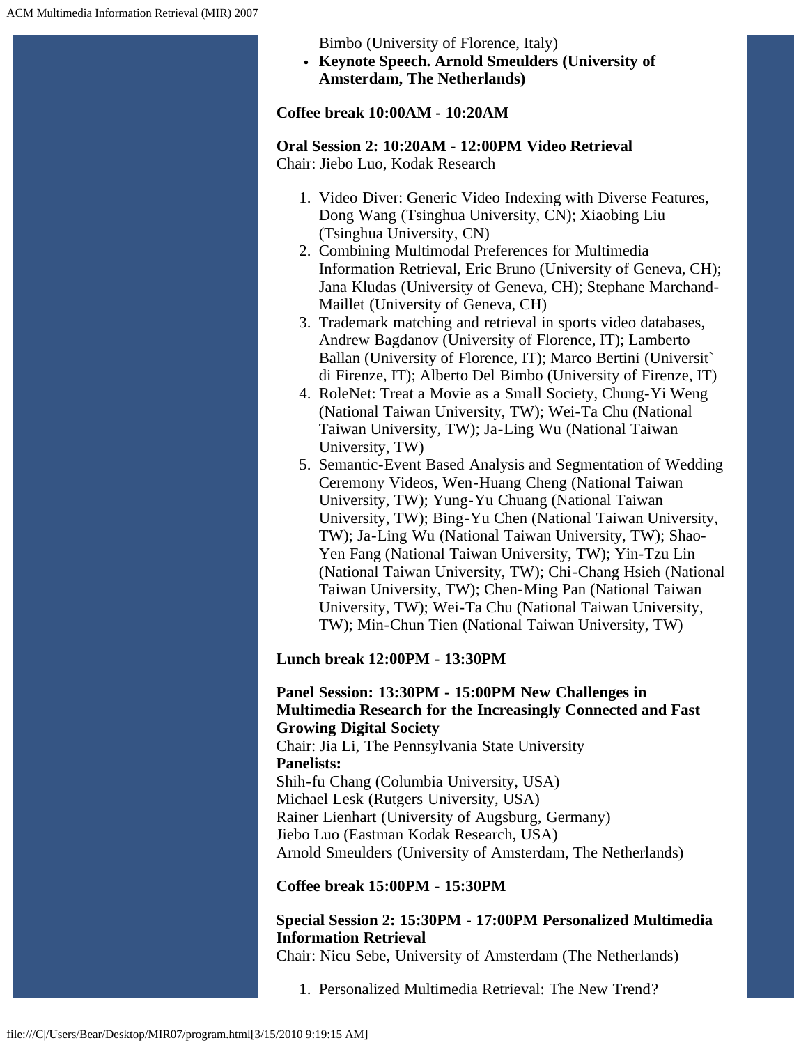Bimbo (University of Florence, Italy)

- **Keynote Speech. Arnold Smeulders (University of Amsterdam, The Netherlands)**

**Coffee break 10:00AM - 10:20AM**

**Oral Session 2: 10:20AM - 12:00PM Video Retrieval**
Chair: Jiebo Luo, Kodak Research

1. Video Diver: Generic Video Indexing with Diverse Features, Dong Wang (Tsinghua University, CN); Xiaobing Liu (Tsinghua University, CN)
2. Combining Multimodal Preferences for Multimedia Information Retrieval, Eric Bruno (University of Geneva, CH); Jana Kludas (University of Geneva, CH); Stephane Marchand-Maillet (University of Geneva, CH)
3. Trademark matching and retrieval in sports video databases, Andrew Bagdanov (University of Florence, IT); Lamberto Ballan (University of Florence, IT); Marco Bertini (Universit` di Firenze, IT); Alberto Del Bimbo (University of Firenze, IT)
4. RoleNet: Treat a Movie as a Small Society, Chung-Yi Weng (National Taiwan University, TW); Wei-Ta Chu (National Taiwan University, TW); Ja-Ling Wu (National Taiwan University, TW)
5. Semantic-Event Based Analysis and Segmentation of Wedding Ceremony Videos, Wen-Huang Cheng (National Taiwan University, TW); Yung-Yu Chuang (National Taiwan University, TW); Bing-Yu Chen (National Taiwan University, TW); Ja-Ling Wu (National Taiwan University, TW); Shao-Yen Fang (National Taiwan University, TW); Yin-Tzu Lin (National Taiwan University, TW); Chi-Chang Hsieh (National Taiwan University, TW); Chen-Ming Pan (National Taiwan University, TW); Wei-Ta Chu (National Taiwan University, TW); Min-Chun Tien (National Taiwan University, TW)

**Lunch break 12:00PM - 13:30PM**

**Panel Session: 13:30PM - 15:00PM New Challenges in Multimedia Research for the Increasingly Connected and Fast Growing Digital Society**
Chair: Jia Li, The Pennsylvania State University
**Panelists:**
Shih-fu Chang (Columbia University, USA)
Michael Lesk (Rutgers University, USA)
Rainer Lienhart (University of Augsburg, Germany)
Jiebo Luo (Eastman Kodak Research, USA)
Arnold Smeulders (University of Amsterdam, The Netherlands)

**Coffee break 15:00PM - 15:30PM**

**Special Session 2: 15:30PM - 17:00PM Personalized Multimedia Information Retrieval**
Chair: Nicu Sebe, University of Amsterdam (The Netherlands)

1. Personalized Multimedia Retrieval: The New Trend?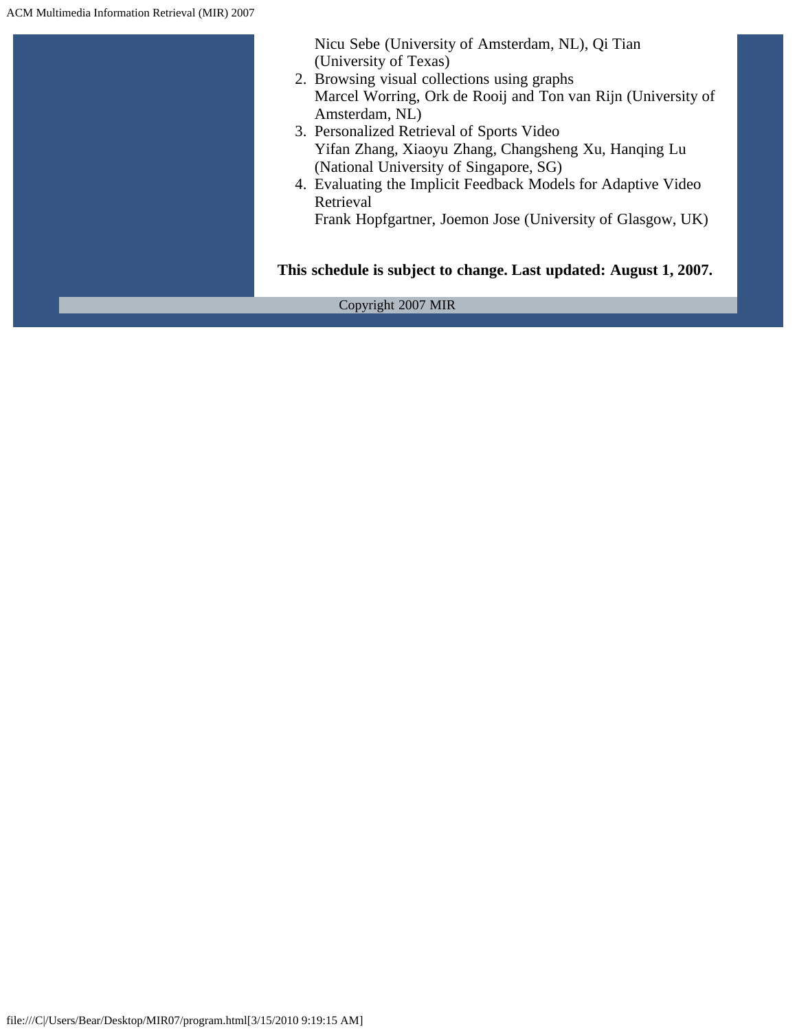Nicu Sebe (University of Amsterdam, NL), Qi Tian (University of Texas)

2. Browsing visual collections using graphs
   Marcel Worring, Ork de Rooij and Ton van Rijn (University of Amsterdam, NL)
3. Personalized Retrieval of Sports Video
   Yifan Zhang, Xiaoyu Zhang, Changsheng Xu, Hanqing Lu (National University of Singapore, SG)
4. Evaluating the Implicit Feedback Models for Adaptive Video Retrieval
   Frank Hopfgartner, Joemon Jose (University of Glasgow, UK)

**This schedule is subject to change. Last updated: August 1, 2007.**

Copyright 2007 MIR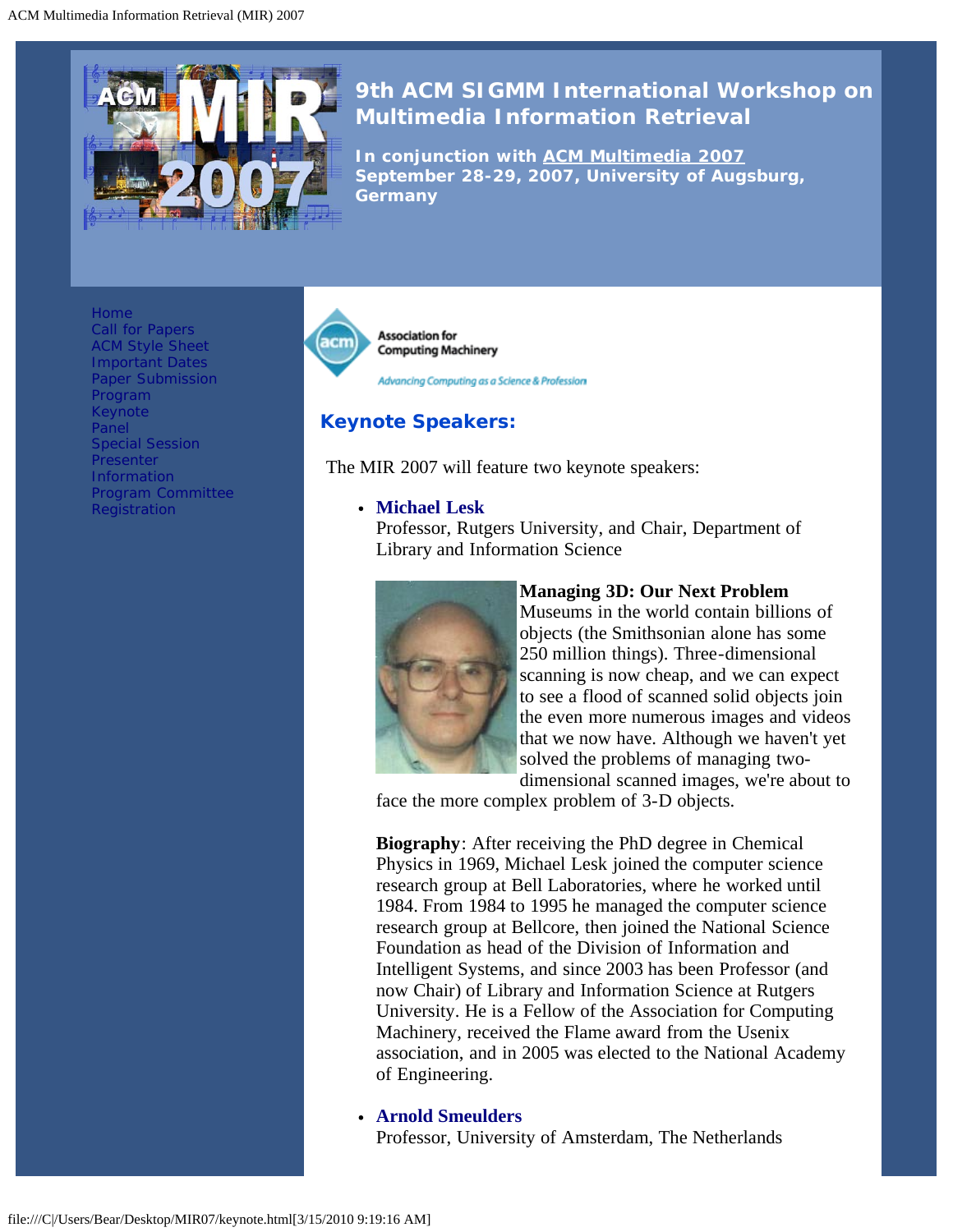# 9th ACM SIGMM International Workshop on Multimedia Information Retrieval

**In conjunction with ACM Multimedia 2007**
**September 28-29, 2007, University of Augsburg, Germany**

- Home
- Call for Papers
- ACM Style Sheet
- Important Dates
- Paper Submission
- Program
- Keynote
- Panel
- Special Session
- Presenter Information
- Program Committee
- Registration

Association for Computing Machinery

*Advancing Computing as a Science & Profession*

## Keynote Speakers:

The MIR 2007 will feature two keynote speakers:

- **Michael Lesk**
  Professor, Rutgers University, and Chair, Department of Library and Information Science

  **Managing 3D: Our Next Problem**
  Museums in the world contain billions of objects (the Smithsonian alone has some 250 million things). Three-dimensional scanning is now cheap, and we can expect to see a flood of scanned solid objects join the even more numerous images and videos that we now have. Although we haven't yet solved the problems of managing two-dimensional scanned images, we're about to face the more complex problem of 3-D objects.

  **Biography**: After receiving the PhD degree in Chemical Physics in 1969, Michael Lesk joined the computer science research group at Bell Laboratories, where he worked until 1984. From 1984 to 1995 he managed the computer science research group at Bellcore, then joined the National Science Foundation as head of the Division of Information and Intelligent Systems, and since 2003 has been Professor (and now Chair) of Library and Information Science at Rutgers University. He is a Fellow of the Association for Computing Machinery, received the Flame award from the Usenix association, and in 2005 was elected to the National Academy of Engineering.

- **Arnold Smeulders**
  Professor, University of Amsterdam, The Netherlands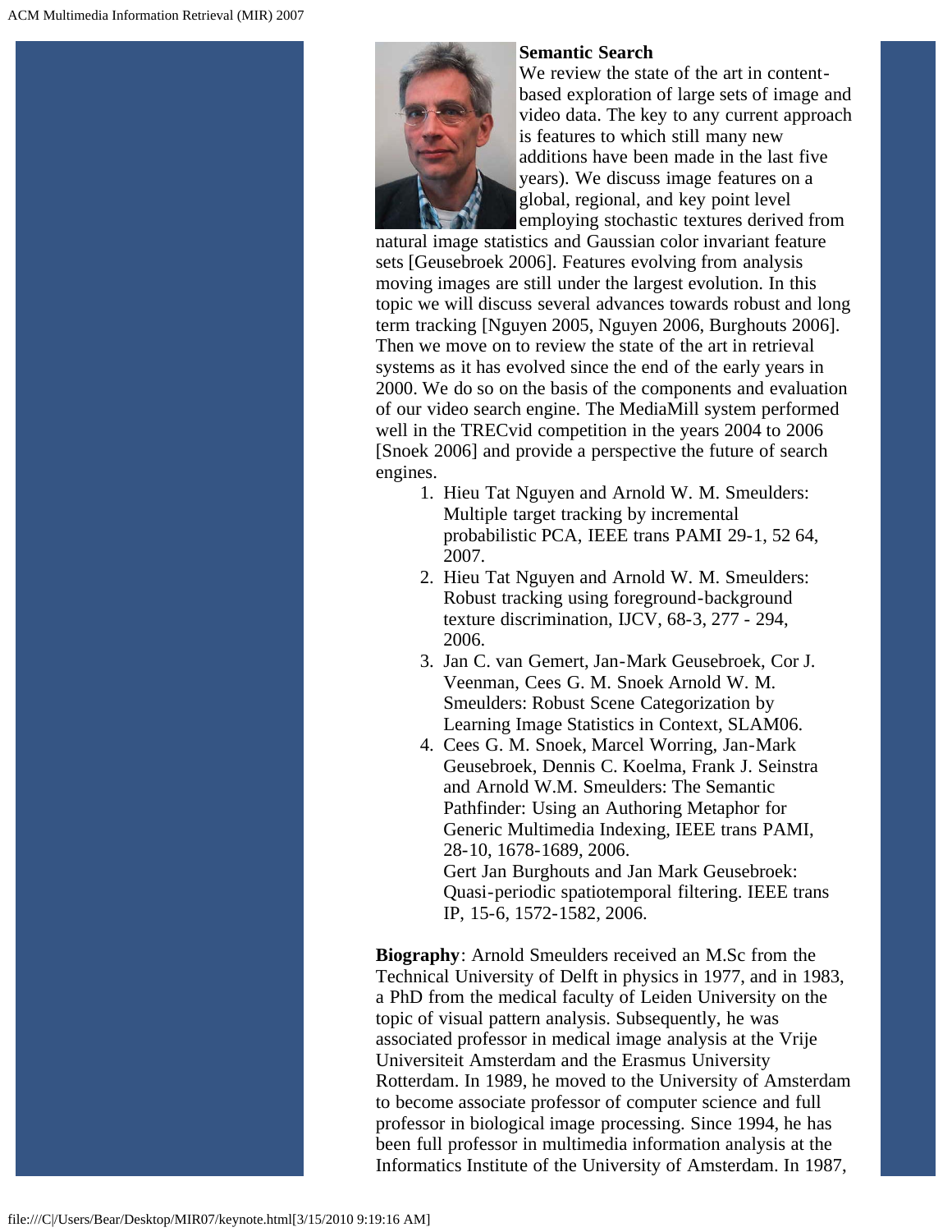**Semantic Search**

We review the state of the art in content-based exploration of large sets of image and video data. The key to any current approach is features to which still many new additions have been made in the last five years). We discuss image features on a global, regional, and key point level employing stochastic textures derived from natural image statistics and Gaussian color invariant feature sets [Geusebroek 2006]. Features evolving from analysis moving images are still under the largest evolution. In this topic we will discuss several advances towards robust and long term tracking [Nguyen 2005, Nguyen 2006, Burghouts 2006]. Then we move on to review the state of the art in retrieval systems as it has evolved since the end of the early years in 2000. We do so on the basis of the components and evaluation of our video search engine. The MediaMill system performed well in the TRECvid competition in the years 2004 to 2006 [Snoek 2006] and provide a perspective the future of search engines.

1. Hieu Tat Nguyen and Arnold W. M. Smeulders: Multiple target tracking by incremental probabilistic PCA, IEEE trans PAMI 29-1, 52 64, 2007.
2. Hieu Tat Nguyen and Arnold W. M. Smeulders: Robust tracking using foreground-background texture discrimination, IJCV, 68-3, 277 - 294, 2006.
3. Jan C. van Gemert, Jan-Mark Geusebroek, Cor J. Veenman, Cees G. M. Snoek Arnold W. M. Smeulders: Robust Scene Categorization by Learning Image Statistics in Context, SLAM06.
4. Cees G. M. Snoek, Marcel Worring, Jan-Mark Geusebroek, Dennis C. Koelma, Frank J. Seinstra and Arnold W.M. Smeulders: The Semantic Pathfinder: Using an Authoring Metaphor for Generic Multimedia Indexing, IEEE trans PAMI, 28-10, 1678-1689, 2006.
   Gert Jan Burghouts and Jan Mark Geusebroek: Quasi-periodic spatiotemporal filtering. IEEE trans IP, 15-6, 1572-1582, 2006.

**Biography**: Arnold Smeulders received an M.Sc from the Technical University of Delft in physics in 1977, and in 1983, a PhD from the medical faculty of Leiden University on the topic of visual pattern analysis. Subsequently, he was associated professor in medical image analysis at the Vrije Universiteit Amsterdam and the Erasmus University Rotterdam. In 1989, he moved to the University of Amsterdam to become associate professor of computer science and full professor in biological image processing. Since 1994, he has been full professor in multimedia information analysis at the Informatics Institute of the University of Amsterdam. In 1987,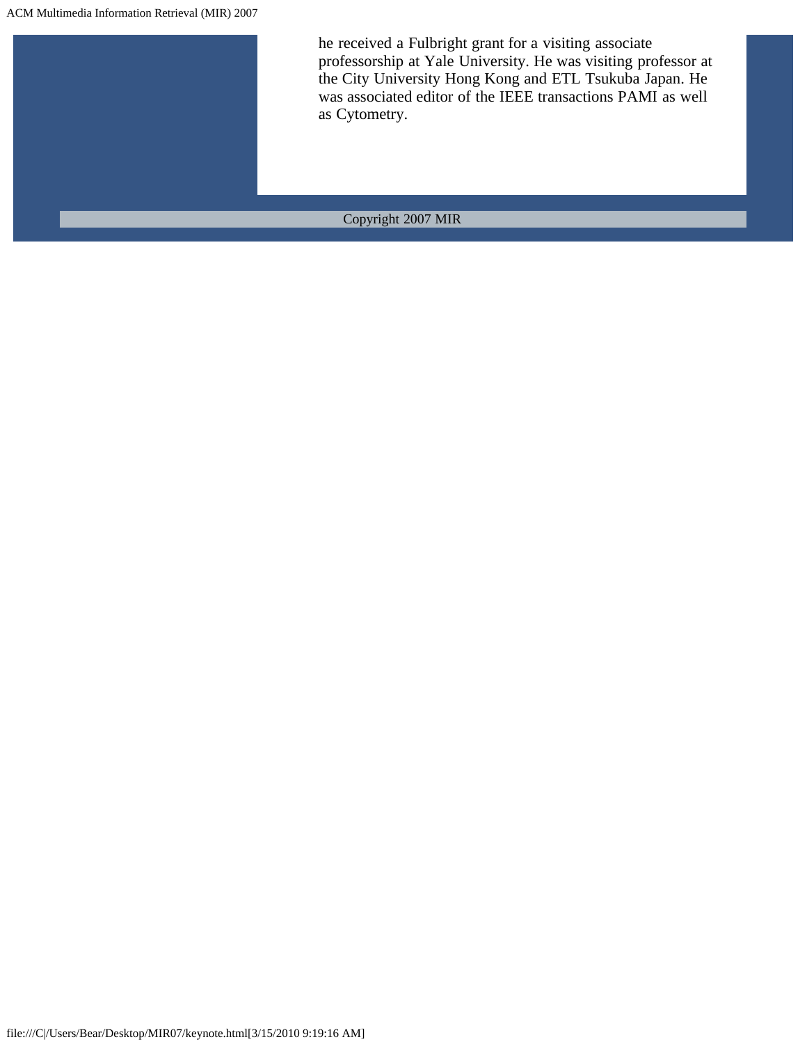he received a Fulbright grant for a visiting associate professorship at Yale University. He was visiting professor at the City University Hong Kong and ETL Tsukuba Japan. He was associated editor of the IEEE transactions PAMI as well as Cytometry.

Copyright 2007 MIR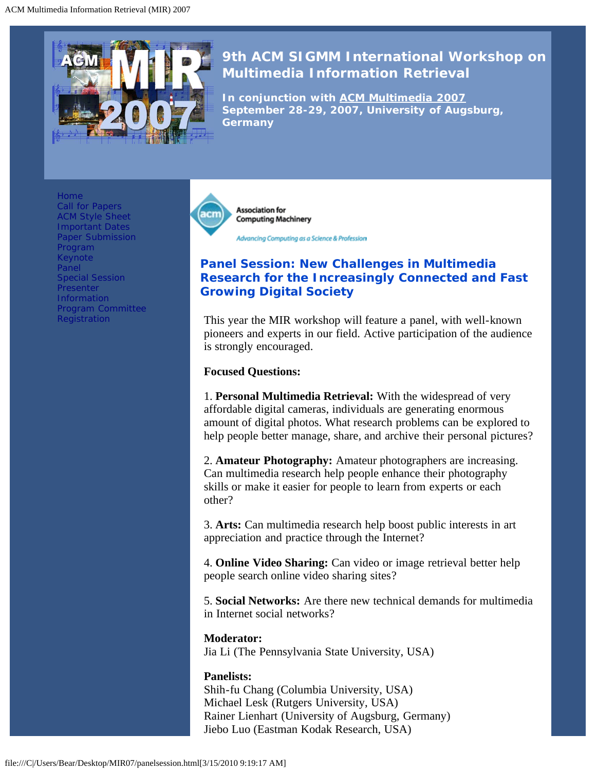# 9th ACM SIGMM International Workshop on Multimedia Information Retrieval

**In conjunction with ACM Multimedia 2007**
**September 28-29, 2007, University of Augsburg, Germany**

- Home
- Call for Papers
- ACM Style Sheet
- Important Dates
- Paper Submission
- Program
- Keynote
- Panel
- Special Session
- Presenter Information
- Program Committee
- Registration

Association for Computing Machinery
*Advancing Computing as a Science & Profession*

## Panel Session: New Challenges in Multimedia Research for the Increasingly Connected and Fast Growing Digital Society

This year the MIR workshop will feature a panel, with well-known pioneers and experts in our field. Active participation of the audience is strongly encouraged.

**Focused Questions:**

1. **Personal Multimedia Retrieval:** With the widespread of very affordable digital cameras, individuals are generating enormous amount of digital photos. What research problems can be explored to help people better manage, share, and archive their personal pictures?

2. **Amateur Photography:** Amateur photographers are increasing. Can multimedia research help people enhance their photography skills or make it easier for people to learn from experts or each other?

3. **Arts:** Can multimedia research help boost public interests in art appreciation and practice through the Internet?

4. **Online Video Sharing:** Can video or image retrieval better help people search online video sharing sites?

5. **Social Networks:** Are there new technical demands for multimedia in Internet social networks?

**Moderator:**
Jia Li (The Pennsylvania State University, USA)

**Panelists:**
Shih-fu Chang (Columbia University, USA)
Michael Lesk (Rutgers University, USA)
Rainer Lienhart (University of Augsburg, Germany)
Jiebo Luo (Eastman Kodak Research, USA)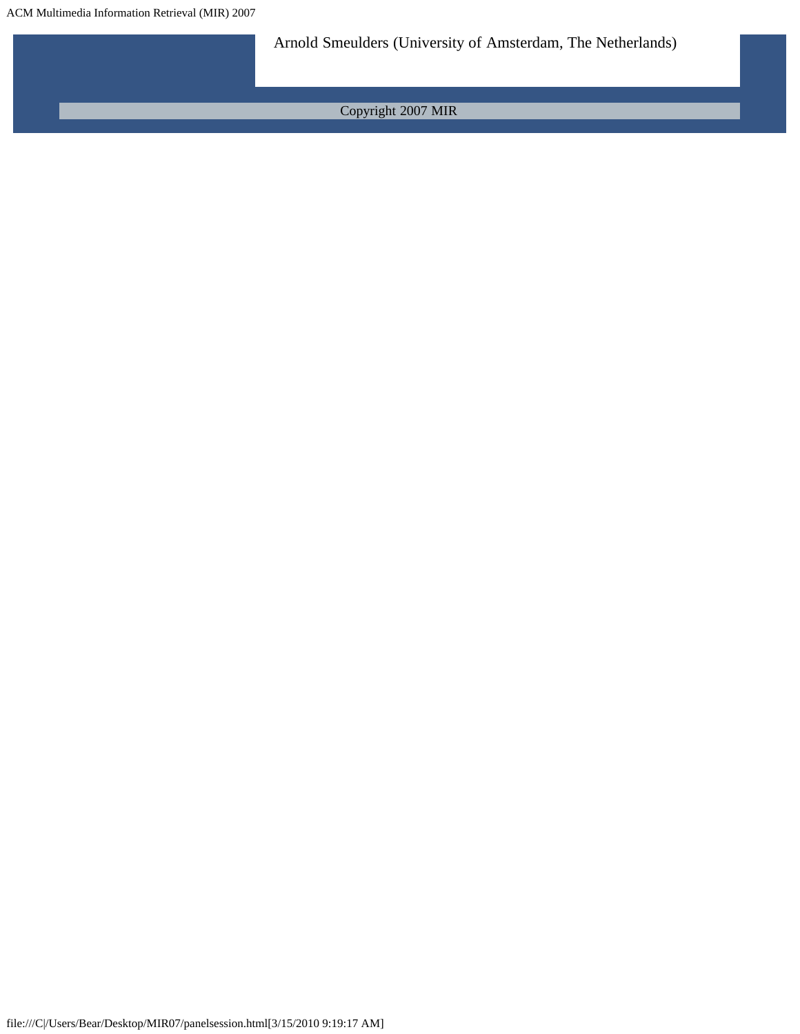Arnold Smeulders (University of Amsterdam, The Netherlands)

Copyright 2007 MIR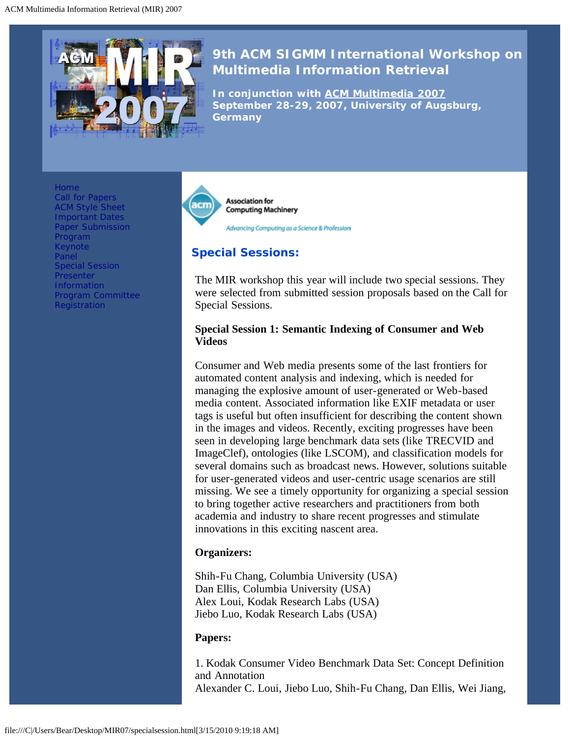# 9th ACM SIGMM International Workshop on Multimedia Information Retrieval

**In conjunction with ACM Multimedia 2007**
**September 28-29, 2007, University of Augsburg, Germany**

- Home
- Call for Papers
- ACM Style Sheet
- Important Dates
- Paper Submission
- Program
- Keynote
- Panel
- Special Session
- Presenter Information
- Program Committee
- Registration

Association for Computing Machinery

*Advancing Computing as a Science & Profession*

## Special Sessions:

The MIR workshop this year will include two special sessions. They were selected from submitted session proposals based on the Call for Special Sessions.

**Special Session 1: Semantic Indexing of Consumer and Web Videos**

Consumer and Web media presents some of the last frontiers for automated content analysis and indexing, which is needed for managing the explosive amount of user-generated or Web-based media content. Associated information like EXIF metadata or user tags is useful but often insufficient for describing the content shown in the images and videos. Recently, exciting progresses have been seen in developing large benchmark data sets (like TRECVID and ImageClef), ontologies (like LSCOM), and classification models for several domains such as broadcast news. However, solutions suitable for user-generated videos and user-centric usage scenarios are still missing. We see a timely opportunity for organizing a special session to bring together active researchers and practitioners from both academia and industry to share recent progresses and stimulate innovations in this exciting nascent area.

**Organizers:**

Shih-Fu Chang, Columbia University (USA)
Dan Ellis, Columbia University (USA)
Alex Loui, Kodak Research Labs (USA)
Jiebo Luo, Kodak Research Labs (USA)

**Papers:**

1. Kodak Consumer Video Benchmark Data Set: Concept Definition and Annotation
Alexander C. Loui, Jiebo Luo, Shih-Fu Chang, Dan Ellis, Wei Jiang,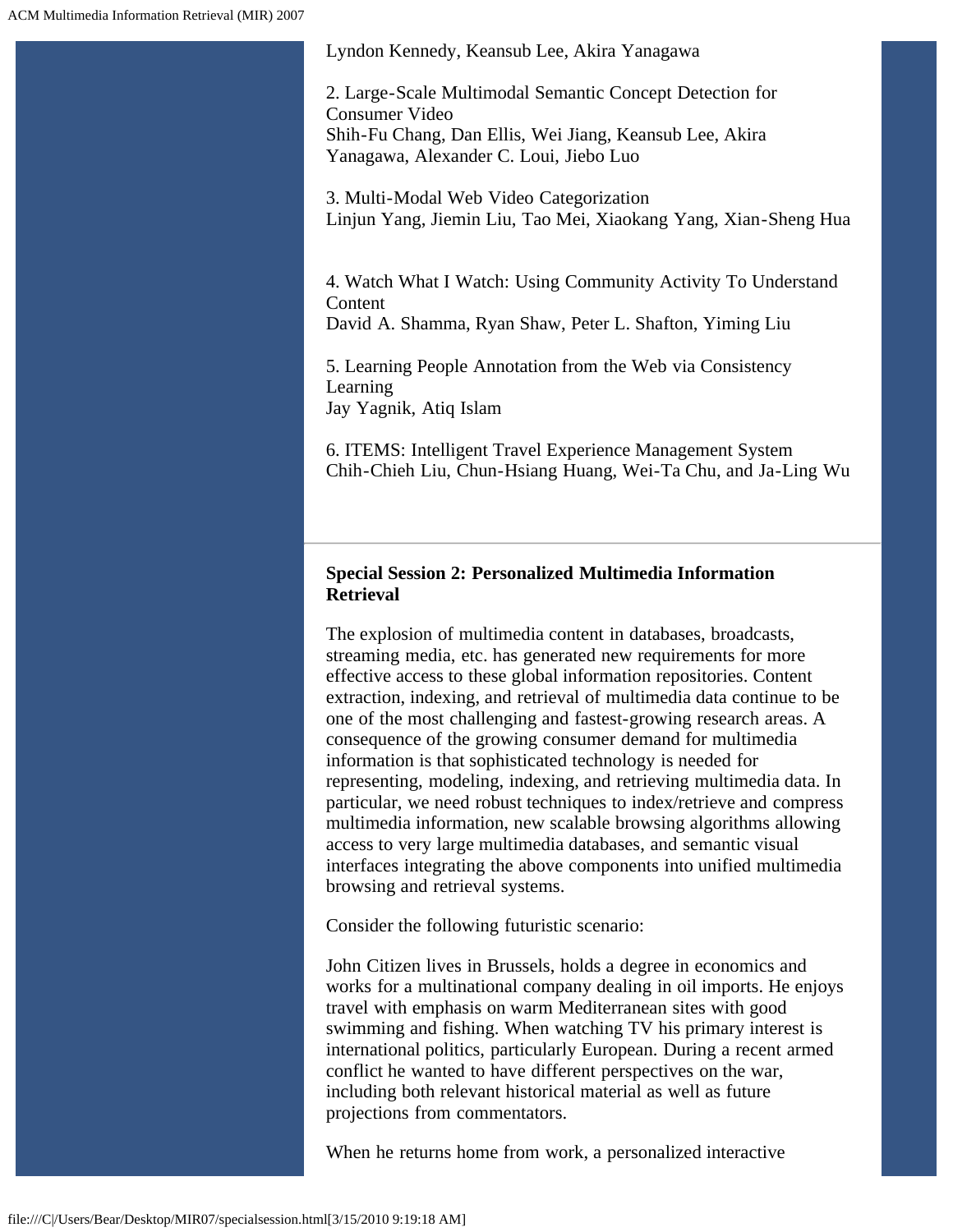Lyndon Kennedy, Keansub Lee, Akira Yanagawa

2. Large-Scale Multimodal Semantic Concept Detection for Consumer Video
Shih-Fu Chang, Dan Ellis, Wei Jiang, Keansub Lee, Akira Yanagawa, Alexander C. Loui, Jiebo Luo

3. Multi-Modal Web Video Categorization
Linjun Yang, Jiemin Liu, Tao Mei, Xiaokang Yang, Xian-Sheng Hua

4. Watch What I Watch: Using Community Activity To Understand Content
David A. Shamma, Ryan Shaw, Peter L. Shafton, Yiming Liu

5. Learning People Annotation from the Web via Consistency Learning
Jay Yagnik, Atiq Islam

6. ITEMS: Intelligent Travel Experience Management System
Chih-Chieh Liu, Chun-Hsiang Huang, Wei-Ta Chu, and Ja-Ling Wu

---

**Special Session 2: Personalized Multimedia Information Retrieval**

The explosion of multimedia content in databases, broadcasts, streaming media, etc. has generated new requirements for more effective access to these global information repositories. Content extraction, indexing, and retrieval of multimedia data continue to be one of the most challenging and fastest-growing research areas. A consequence of the growing consumer demand for multimedia information is that sophisticated technology is needed for representing, modeling, indexing, and retrieving multimedia data. In particular, we need robust techniques to index/retrieve and compress multimedia information, new scalable browsing algorithms allowing access to very large multimedia databases, and semantic visual interfaces integrating the above components into unified multimedia browsing and retrieval systems.

Consider the following futuristic scenario:

John Citizen lives in Brussels, holds a degree in economics and works for a multinational company dealing in oil imports. He enjoys travel with emphasis on warm Mediterranean sites with good swimming and fishing. When watching TV his primary interest is international politics, particularly European. During a recent armed conflict he wanted to have different perspectives on the war, including both relevant historical material as well as future projections from commentators.

When he returns home from work, a personalized interactive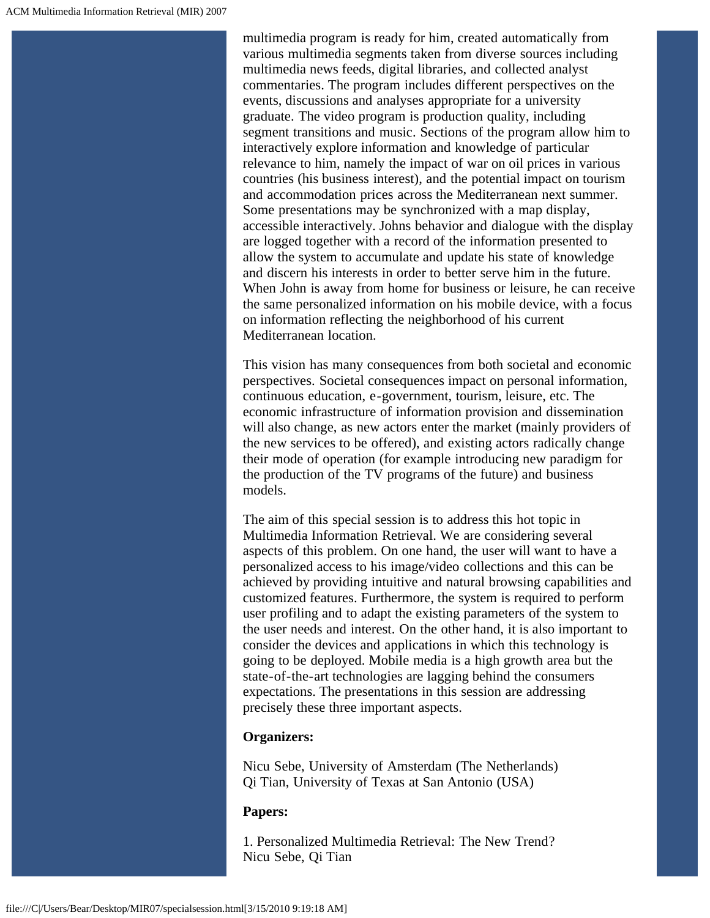multimedia program is ready for him, created automatically from various multimedia segments taken from diverse sources including multimedia news feeds, digital libraries, and collected analyst commentaries. The program includes different perspectives on the events, discussions and analyses appropriate for a university graduate. The video program is production quality, including segment transitions and music. Sections of the program allow him to interactively explore information and knowledge of particular relevance to him, namely the impact of war on oil prices in various countries (his business interest), and the potential impact on tourism and accommodation prices across the Mediterranean next summer. Some presentations may be synchronized with a map display, accessible interactively. Johns behavior and dialogue with the display are logged together with a record of the information presented to allow the system to accumulate and update his state of knowledge and discern his interests in order to better serve him in the future. When John is away from home for business or leisure, he can receive the same personalized information on his mobile device, with a focus on information reflecting the neighborhood of his current Mediterranean location.

This vision has many consequences from both societal and economic perspectives. Societal consequences impact on personal information, continuous education, e-government, tourism, leisure, etc. The economic infrastructure of information provision and dissemination will also change, as new actors enter the market (mainly providers of the new services to be offered), and existing actors radically change their mode of operation (for example introducing new paradigm for the production of the TV programs of the future) and business models.

The aim of this special session is to address this hot topic in Multimedia Information Retrieval. We are considering several aspects of this problem. On one hand, the user will want to have a personalized access to his image/video collections and this can be achieved by providing intuitive and natural browsing capabilities and customized features. Furthermore, the system is required to perform user profiling and to adapt the existing parameters of the system to the user needs and interest. On the other hand, it is also important to consider the devices and applications in which this technology is going to be deployed. Mobile media is a high growth area but the state-of-the-art technologies are lagging behind the consumers expectations. The presentations in this session are addressing precisely these three important aspects.

**Organizers:**

Nicu Sebe, University of Amsterdam (The Netherlands)
Qi Tian, University of Texas at San Antonio (USA)

**Papers:**

1. Personalized Multimedia Retrieval: The New Trend?
Nicu Sebe, Qi Tian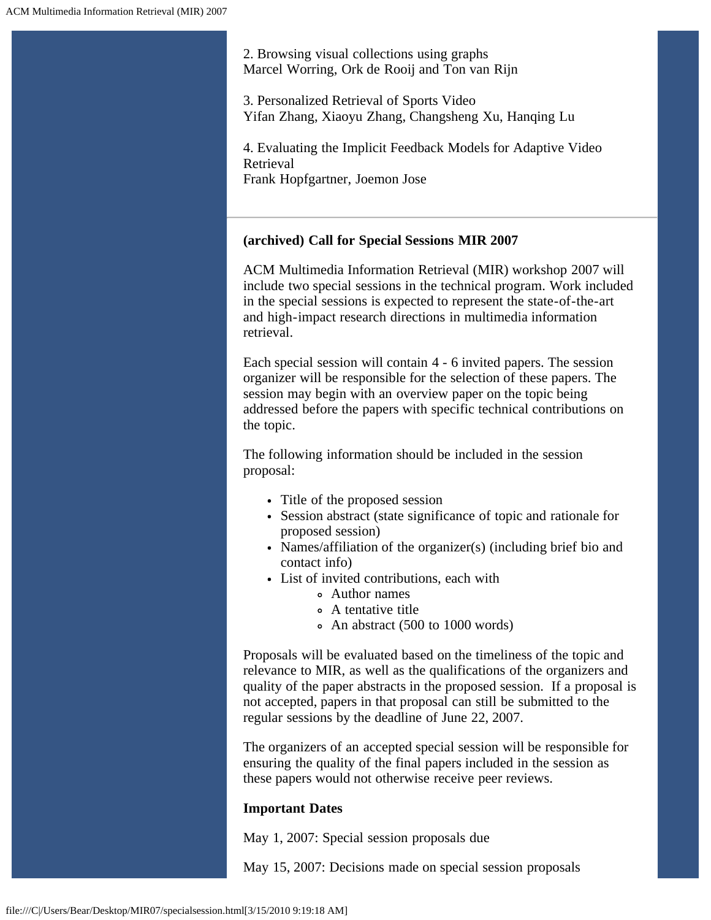2. Browsing visual collections using graphs
Marcel Worring, Ork de Rooij and Ton van Rijn

3. Personalized Retrieval of Sports Video
Yifan Zhang, Xiaoyu Zhang, Changsheng Xu, Hanqing Lu

4. Evaluating the Implicit Feedback Models for Adaptive Video Retrieval
Frank Hopfgartner, Joemon Jose

---

**(archived) Call for Special Sessions MIR 2007**

ACM Multimedia Information Retrieval (MIR) workshop 2007 will include two special sessions in the technical program. Work included in the special sessions is expected to represent the state-of-the-art and high-impact research directions in multimedia information retrieval.

Each special session will contain 4 - 6 invited papers. The session organizer will be responsible for the selection of these papers. The session may begin with an overview paper on the topic being addressed before the papers with specific technical contributions on the topic.

The following information should be included in the session proposal:

- Title of the proposed session
- Session abstract (state significance of topic and rationale for proposed session)
- Names/affiliation of the organizer(s) (including brief bio and contact info)
- List of invited contributions, each with
  - Author names
  - A tentative title
  - An abstract (500 to 1000 words)

Proposals will be evaluated based on the timeliness of the topic and relevance to MIR, as well as the qualifications of the organizers and quality of the paper abstracts in the proposed session. If a proposal is not accepted, papers in that proposal can still be submitted to the regular sessions by the deadline of June 22, 2007.

The organizers of an accepted special session will be responsible for ensuring the quality of the final papers included in the session as these papers would not otherwise receive peer reviews.

**Important Dates**

May 1, 2007: Special session proposals due

May 15, 2007: Decisions made on special session proposals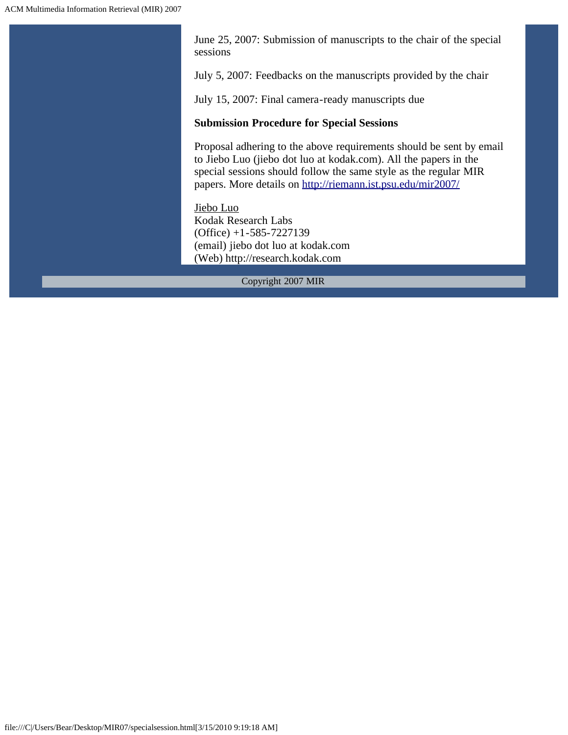June 25, 2007: Submission of manuscripts to the chair of the special sessions

July 5, 2007: Feedbacks on the manuscripts provided by the chair

July 15, 2007: Final camera-ready manuscripts due

**Submission Procedure for Special Sessions**

Proposal adhering to the above requirements should be sent by email to Jiebo Luo (jiebo dot luo at kodak.com). All the papers in the special sessions should follow the same style as the regular MIR papers. More details on http://riemann.ist.psu.edu/mir2007/

Jiebo Luo
Kodak Research Labs
(Office) +1-585-7227139
(email) jiebo dot luo at kodak.com
(Web) http://research.kodak.com

Copyright 2007 MIR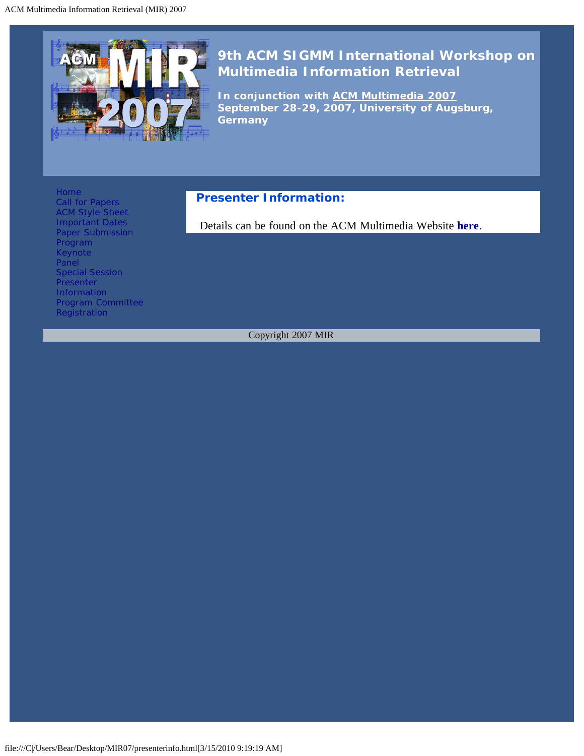# 9th ACM SIGMM International Workshop on Multimedia Information Retrieval

**In conjunction with ACM Multimedia 2007**
**September 28-29, 2007, University of Augsburg, Germany**

- Home
- Call for Papers
- ACM Style Sheet
- Important Dates
- Paper Submission
- Program
- Keynote
- Panel
- Special Session
- Presenter Information
- Program Committee
- Registration

## Presenter Information:

Details can be found on the ACM Multimedia Website **here**.

Copyright 2007 MIR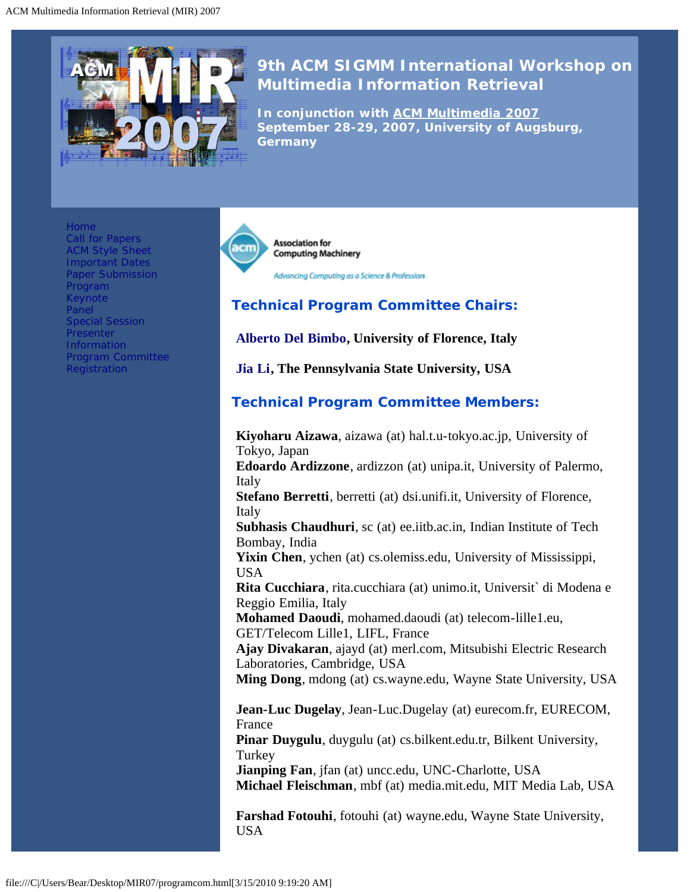# 9th ACM SIGMM International Workshop on Multimedia Information Retrieval

**In conjunction with ACM Multimedia 2007**
**September 28-29, 2007, University of Augsburg, Germany**

- Home
- Call for Papers
- ACM Style Sheet
- Important Dates
- Paper Submission
- Program
- Keynote
- Panel
- Special Session
- Presenter Information
- Program Committee
- Registration

Association for Computing Machinery

*Advancing Computing as a Science & Profession*

## Technical Program Committee Chairs:

**Alberto Del Bimbo, University of Florence, Italy**

**Jia Li, The Pennsylvania State University, USA**

## Technical Program Committee Members:

**Kiyoharu Aizawa**, aizawa (at) hal.t.u-tokyo.ac.jp, University of Tokyo, Japan
**Edoardo Ardizzone**, ardizzon (at) unipa.it, University of Palermo, Italy
**Stefano Berretti**, berretti (at) dsi.unifi.it, University of Florence, Italy
**Subhasis Chaudhuri**, sc (at) ee.iitb.ac.in, Indian Institute of Tech Bombay, India
**Yixin Chen**, ychen (at) cs.olemiss.edu, University of Mississippi, USA
**Rita Cucchiara**, rita.cucchiara (at) unimo.it, Universit` di Modena e Reggio Emilia, Italy
**Mohamed Daoudi**, mohamed.daoudi (at) telecom-lille1.eu, GET/Telecom Lille1, LIFL, France
**Ajay Divakaran**, ajayd (at) merl.com, Mitsubishi Electric Research Laboratories, Cambridge, USA
**Ming Dong**, mdong (at) cs.wayne.edu, Wayne State University, USA

**Jean-Luc Dugelay**, Jean-Luc.Dugelay (at) eurecom.fr, EURECOM, France
**Pinar Duygulu**, duygulu (at) cs.bilkent.edu.tr, Bilkent University, Turkey
**Jianping Fan**, jfan (at) uncc.edu, UNC-Charlotte, USA
**Michael Fleischman**, mbf (at) media.mit.edu, MIT Media Lab, USA

**Farshad Fotouhi**, fotouhi (at) wayne.edu, Wayne State University, USA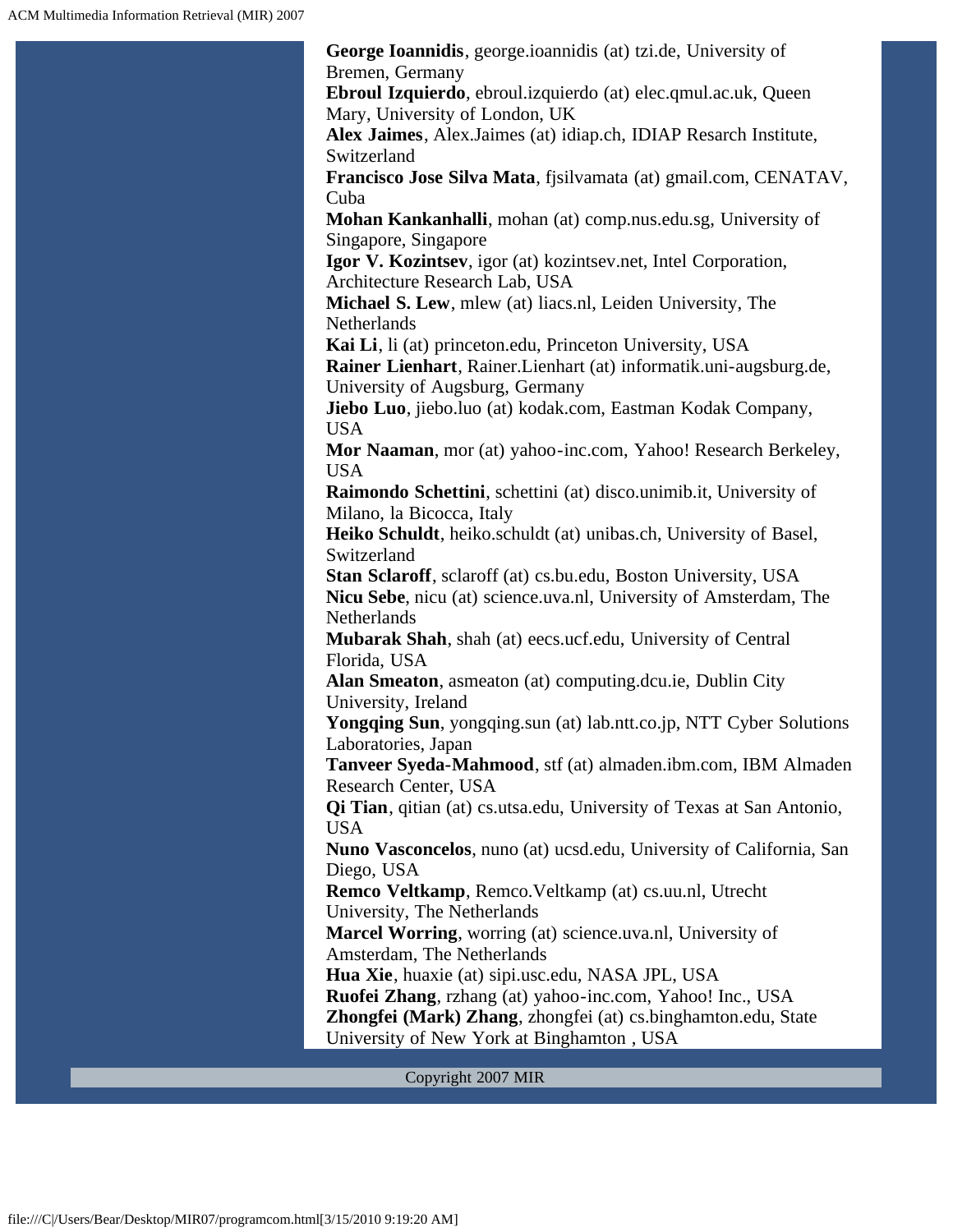**George Ioannidis**, george.ioannidis (at) tzi.de, University of Bremen, Germany
**Ebroul Izquierdo**, ebroul.izquierdo (at) elec.qmul.ac.uk, Queen Mary, University of London, UK
**Alex Jaimes**, Alex.Jaimes (at) idiap.ch, IDIAP Resarch Institute, Switzerland
**Francisco Jose Silva Mata**, fjsilvamata (at) gmail.com, CENATAV, Cuba
**Mohan Kankanhalli**, mohan (at) comp.nus.edu.sg, University of Singapore, Singapore
**Igor V. Kozintsev**, igor (at) kozintsev.net, Intel Corporation, Architecture Research Lab, USA
**Michael S. Lew**, mlew (at) liacs.nl, Leiden University, The Netherlands
**Kai Li**, li (at) princeton.edu, Princeton University, USA
**Rainer Lienhart**, Rainer.Lienhart (at) informatik.uni-augsburg.de, University of Augsburg, Germany
**Jiebo Luo**, jiebo.luo (at) kodak.com, Eastman Kodak Company, USA
**Mor Naaman**, mor (at) yahoo-inc.com, Yahoo! Research Berkeley, USA
**Raimondo Schettini**, schettini (at) disco.unimib.it, University of Milano, la Bicocca, Italy
**Heiko Schuldt**, heiko.schuldt (at) unibas.ch, University of Basel, Switzerland
**Stan Sclaroff**, sclaroff (at) cs.bu.edu, Boston University, USA
**Nicu Sebe**, nicu (at) science.uva.nl, University of Amsterdam, The Netherlands
**Mubarak Shah**, shah (at) eecs.ucf.edu, University of Central Florida, USA
**Alan Smeaton**, asmeaton (at) computing.dcu.ie, Dublin City University, Ireland
**Yongqing Sun**, yongqing.sun (at) lab.ntt.co.jp, NTT Cyber Solutions Laboratories, Japan
**Tanveer Syeda-Mahmood**, stf (at) almaden.ibm.com, IBM Almaden Research Center, USA
**Qi Tian**, qitian (at) cs.utsa.edu, University of Texas at San Antonio, USA
**Nuno Vasconcelos**, nuno (at) ucsd.edu, University of California, San Diego, USA
**Remco Veltkamp**, Remco.Veltkamp (at) cs.uu.nl, Utrecht University, The Netherlands
**Marcel Worring**, worring (at) science.uva.nl, University of Amsterdam, The Netherlands
**Hua Xie**, huaxie (at) sipi.usc.edu, NASA JPL, USA
**Ruofei Zhang**, rzhang (at) yahoo-inc.com, Yahoo! Inc., USA
**Zhongfei (Mark) Zhang**, zhongfei (at) cs.binghamton.edu, State University of New York at Binghamton , USA

Copyright 2007 MIR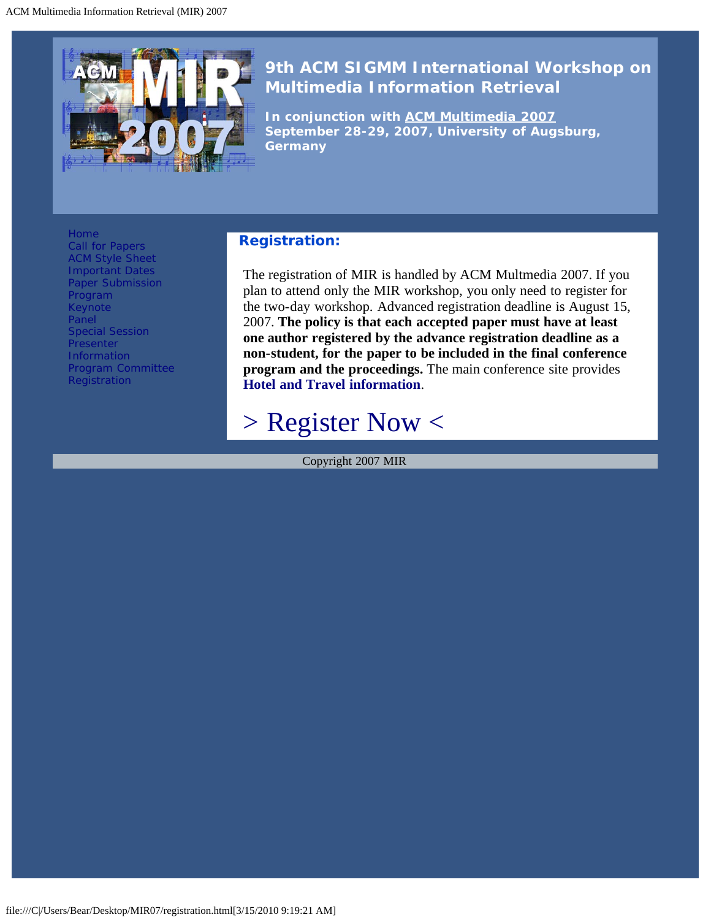# 9th ACM SIGMM International Workshop on Multimedia Information Retrieval

**In conjunction with ACM Multimedia 2007**
**September 28-29, 2007, University of Augsburg, Germany**

- Home
- Call for Papers
- ACM Style Sheet
- Important Dates
- Paper Submission
- Program
- Keynote
- Panel
- Special Session
- Presenter Information
- Program Committee
- Registration

## Registration:

The registration of MIR is handled by ACM Multmedia 2007. If you plan to attend only the MIR workshop, you only need to register for the two-day workshop. Advanced registration deadline is August 15, 2007. **The policy is that each accepted paper must have at least one author registered by the advance registration deadline as a non-student, for the paper to be included in the final conference program and the proceedings.** The main conference site provides **Hotel and Travel information**.

> Register Now <

Copyright 2007 MIR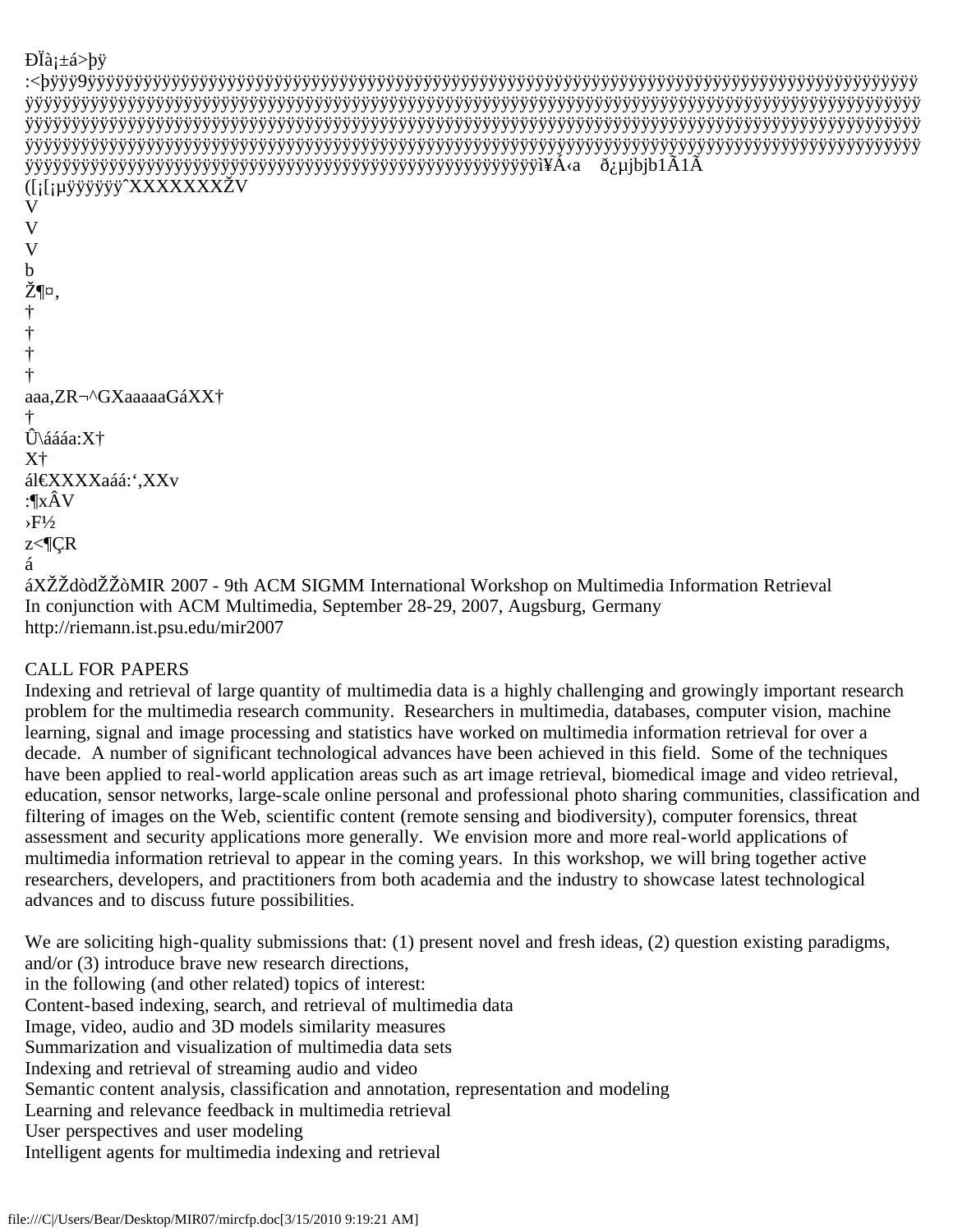MIR 2007 - 9th ACM SIGMM International Workshop on Multimedia Information Retrieval
In conjunction with ACM Multimedia, September 28-29, 2007, Augsburg, Germany
http://riemann.ist.psu.edu/mir2007

CALL FOR PAPERS

Indexing and retrieval of large quantity of multimedia data is a highly challenging and growingly important research problem for the multimedia research community. Researchers in multimedia, databases, computer vision, machine learning, signal and image processing and statistics have worked on multimedia information retrieval for over a decade. A number of significant technological advances have been achieved in this field. Some of the techniques have been applied to real-world application areas such as art image retrieval, biomedical image and video retrieval, education, sensor networks, large-scale online personal and professional photo sharing communities, classification and filtering of images on the Web, scientific content (remote sensing and biodiversity), computer forensics, threat assessment and security applications more generally. We envision more and more real-world applications of multimedia information retrieval to appear in the coming years. In this workshop, we will bring together active researchers, developers, and practitioners from both academia and the industry to showcase latest technological advances and to discuss future possibilities.

We are soliciting high-quality submissions that: (1) present novel and fresh ideas, (2) question existing paradigms, and/or (3) introduce brave new research directions,
in the following (and other related) topics of interest:

Content-based indexing, search, and retrieval of multimedia data
Image, video, audio and 3D models similarity measures
Summarization and visualization of multimedia data sets
Indexing and retrieval of streaming audio and video
Semantic content analysis, classification and annotation, representation and modeling
Learning and relevance feedback in multimedia retrieval
User perspectives and user modeling
Intelligent agents for multimedia indexing and retrieval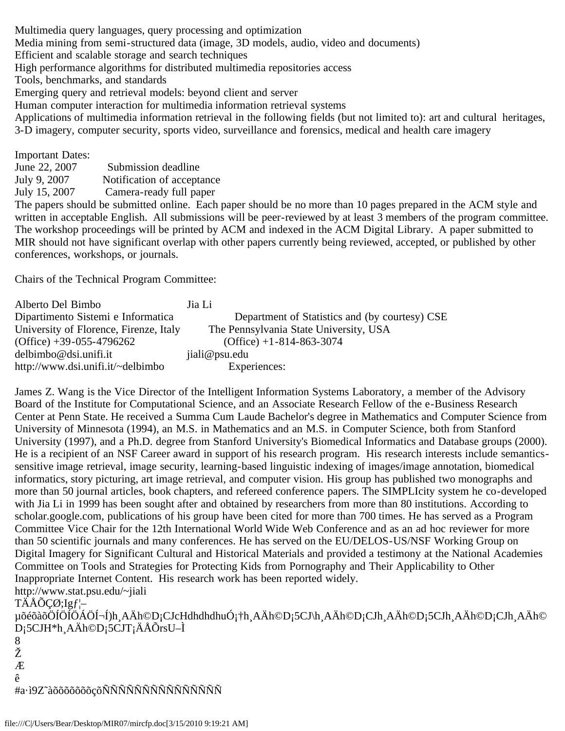Multimedia query languages, query processing and optimization
Media mining from semi-structured data (image, 3D models, audio, video and documents)
Efficient and scalable storage and search techniques
High performance algorithms for distributed multimedia repositories access
Tools, benchmarks, and standards
Emerging query and retrieval models: beyond client and server
Human computer interaction for multimedia information retrieval systems
Applications of multimedia information retrieval in the following fields (but not limited to): art and cultural heritages, 3-D imagery, computer security, sports video, surveillance and forensics, medical and health care imagery

Important Dates:

| | |
|---|---|
| June 22, 2007 | Submission deadline |
| July 9, 2007 | Notification of acceptance |
| July 15, 2007 | Camera-ready full paper |

The papers should be submitted online. Each paper should be no more than 10 pages prepared in the ACM style and written in acceptable English. All submissions will be peer-reviewed by at least 3 members of the program committee. The workshop proceedings will be printed by ACM and indexed in the ACM Digital Library. A paper submitted to MIR should not have significant overlap with other papers currently being reviewed, accepted, or published by other conferences, workshops, or journals.

Chairs of the Technical Program Committee:

| | |
|---|---|
| Alberto Del Bimbo | Jia Li |
| Dipartimento Sistemi e Informatica | Department of Statistics and (by courtesy) CSE |
| University of Florence, Firenze, Italy | The Pennsylvania State University, USA |
| (Office) +39-055-4796262 | (Office) +1-814-863-3074 |
| delbimbo@dsi.unifi.it | jiali@psu.edu |
| http://www.dsi.unifi.it/~delbimbo | Experiences: |

James Z. Wang is the Vice Director of the Intelligent Information Systems Laboratory, a member of the Advisory Board of the Institute for Computational Science, and an Associate Research Fellow of the e-Business Research Center at Penn State. He received a Summa Cum Laude Bachelor's degree in Mathematics and Computer Science from University of Minnesota (1994), an M.S. in Mathematics and an M.S. in Computer Science, both from Stanford University (1997), and a Ph.D. degree from Stanford University's Biomedical Informatics and Database groups (2000). He is a recipient of an NSF Career award in support of his research program. His research interests include semantics-sensitive image retrieval, image security, learning-based linguistic indexing of images/image annotation, biomedical informatics, story picturing, art image retrieval, and computer vision. His group has published two monographs and more than 50 journal articles, book chapters, and refereed conference papers. The SIMPLIcity system he co-developed with Jia Li in 1999 has been sought after and obtained by researchers from more than 80 institutions. According to scholar.google.com, publications of his group have been cited for more than 700 times. He has served as a Program Committee Vice Chair for the 12th International World Wide Web Conference and as an ad hoc reviewer for more than 50 scientific journals and many conferences. He has served on the EU/DELOS-US/NSF Working Group on Digital Imagery for Significant Cultural and Historical Materials and provided a testimony at the National Academies Committee on Tools and Strategies for Protecting Kids from Pornography and Their Applicability to Other Inappropriate Internet Content. His research work has been reported widely.
http://www.stat.psu.edu/~jiali
TÄÅÕÇØ;Igƒ¦–
µõéõàõÖÍÖÍÖÁÖÍ¬Í)h¸AÄh©D¡CJcHdhdhdhuÓ¡†h¸AÄh©D¡5CJ\h¸AÄh©D¡CJh¸AÄh©D¡5CJh¸AÄh©D¡CJh¸AÄh©D¡5CJH*h¸AÄh©D¡5CJT¡ÄÅÕrsU–Ì
8
Ž
Æ
ê
#a·ì9Z˜àõõõõõõõçõÑÑÑÑÑÑÑÑÑÑÑÑÑÑÑ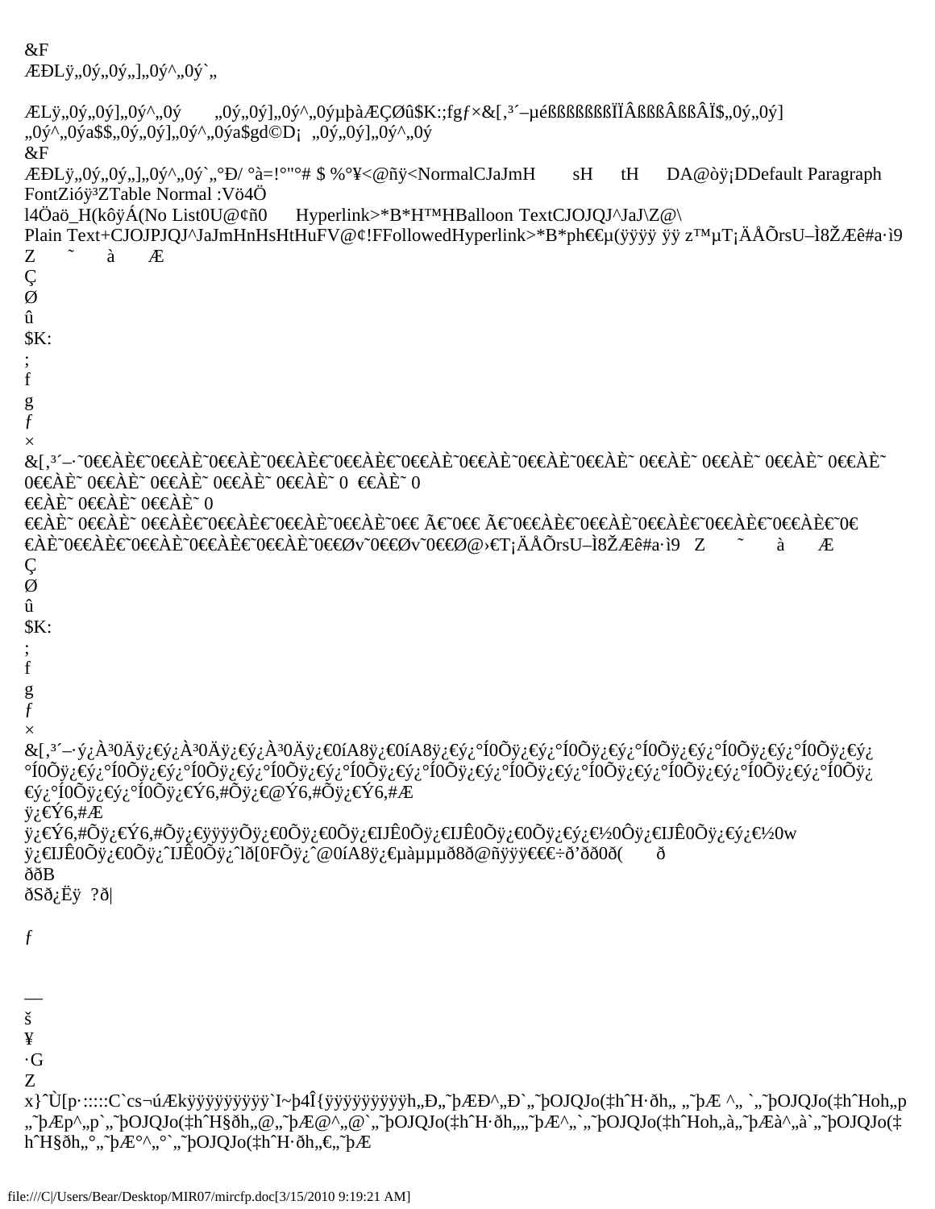&F
ÆÐLÿ„0ý„0ý„],„0ý^„0ý`„

ÆLÿ„0ý„0ý],„0ý^„0ý „0ý„0ý],„0ý^„0ýµþàÆÇØû$K:;fgƒ×&[,³´–µéßßßßßßÏÏÂßßßÂßßÂÏ$„0ý„0ý]
„0ý^„0ýa$$„0ý„0ý],„0ý^„0ýa$gd©D¡ „0ý„0ý],„0ý^„0ý
&F
ÆÐLÿ„0ý„0ý„],„0ý^„0ý`„°Ð/ °à=!°"°# $ %°¥<@ñÿ<NormalCJaJmH sH tH DA@òÿ¡DDefault Paragraph FontZióÿ³ZTable Normal :Vö4Ö
l4Öaö_H(kôÿÁ(No List0U@¢ñ0 Hyperlink>*B*H™HBalloon TextCJOJQJ^JaJ\Z@\
Plain Text+CJOJPJQJ^JaJmHnHsHtHuFV@¢!FFollowedHyperlink>*B*ph€€µ(ÿÿÿÿ ÿÿ z™µT¡ÄÅÕrsU–Ì8ŽÆê#a·ì9
Z ˜ à Æ
Ç
Ø
û
$K:
;
f
g
ƒ
×
&[,³´–·˜0€€ÀÈ€˜0€€ÀÈ˜0€€ÀÈ˜0€€ÀÈ€˜0€€ÀÈ€˜0€€ÀÈ˜0€€ÀÈ˜0€€ÀÈ˜0€€ÀÈ˜ 0€€ÀÈ˜ 0€€ÀÈ˜ 0€€ÀÈ˜ 0€€ÀÈ˜
0€€ÀÈ˜ 0€€ÀÈ˜ 0€€ÀÈ˜ 0€€ÀÈ˜ 0€€ÀÈ˜ 0 €€ÀÈ˜ 0
€€ÀÈ˜ 0€€ÀÈ˜ 0€€ÀÈ˜ 0
€€ÀÈ˜ 0€€ÀÈ˜ 0€€ÀÈ€˜0€€ÀÈ€˜0€€ÀÈ˜0€€ÀÈ˜0€€ Ã€˜0€€ Ã€˜0€€ÀÈ€˜0€€ÀÈ˜0€€ÀÈ€˜0€€ÀÈ€˜0€€ÀÈ€˜0€
€ÀÈ˜0€€ÀÈ€˜0€€ÀÈ˜0€€ÀÈ€˜0€€ÀÈ˜0€€Øv˜0€€Øv˜0€€Ø@›€T¡ÄÅÕrsU–Ì8ŽÆê#a·ì9 Z ˜ à Æ
Ç
Ø
û
$K:
;
f
g
ƒ
×
&[,³´–·ý¿À³0Äÿ¿€ý¿À³0Äÿ¿€ý¿À³0Äÿ¿€0íA8ÿ¿€0íA8ÿ¿€ý¿°Í0Õÿ¿€ý¿°Í0Õÿ¿€ý¿°Í0Õÿ¿€ý¿°Í0Õÿ¿€ý¿°Í0Õÿ¿€ý¿
°Í0Õÿ¿€ý¿°Í0Õÿ¿€ý¿°Í0Õÿ¿€ý¿°Í0Õÿ¿€ý¿°Í0Õÿ¿€ý¿°Í0Õÿ¿€ý¿°Í0Õÿ¿€ý¿°Í0Õÿ¿€ý¿°Í0Õÿ¿€ý¿°Í0Õÿ¿€ý¿°Í0Õÿ¿
€ý¿°Í0Õÿ¿€ý¿°Í0Õÿ¿€Ý6,#Õÿ¿€@Ý6,#Õÿ¿€Ý6,#Æ
ÿ¿€Ý6,#Æ
ÿ¿€Ý6,#Õÿ¿€Ý6,#Õÿ¿€ÿÿÿÿÕÿ¿€0Õÿ¿€0Õÿ¿€IJÊ0Õÿ¿€IJÊ0Õÿ¿€0Õÿ¿€ý¿€½0Ôÿ¿€IJÊ0Õÿ¿€ý¿€½0w
ÿ¿€IJÊ0Õÿ¿€0Õÿ¿ˆIJÊ0Õÿ¿ˆlð[0FÕÿ¿ˆ@0íA8ÿ¿€µàµµµð8ð@ñÿÿÿ€€€÷ð'ð0ð( ð
ððB
ðSð¿Ëÿ ?ð|

ƒ

—
š
¥
·G
Z
x}ˆÙ[p·:::::C`cs¬úÆkÿÿÿÿÿÿÿÿÿ`I~þ4Î{ÿÿÿÿÿÿÿÿÿh„Ð„˜þÆÐ^„Ð`„˜þOJQJo(‡hˆH·ðh„ „˜þÆ ^„ `„˜þOJQJo(‡hˆHoh„p
„˜þÆp^„p`„˜þOJQJo(‡hˆH§ðh„@„˜þÆ@^„@`„˜þOJQJo(‡hˆH·ðh„„˜þÆ^„`„˜þOJQJo(‡hˆHoh„à„˜þÆà^„à`„˜þOJQJo(‡
hˆH§ðh„°„˜þÆ°^„°`„˜þOJQJo(‡hˆH·ðh„€„˜þÆ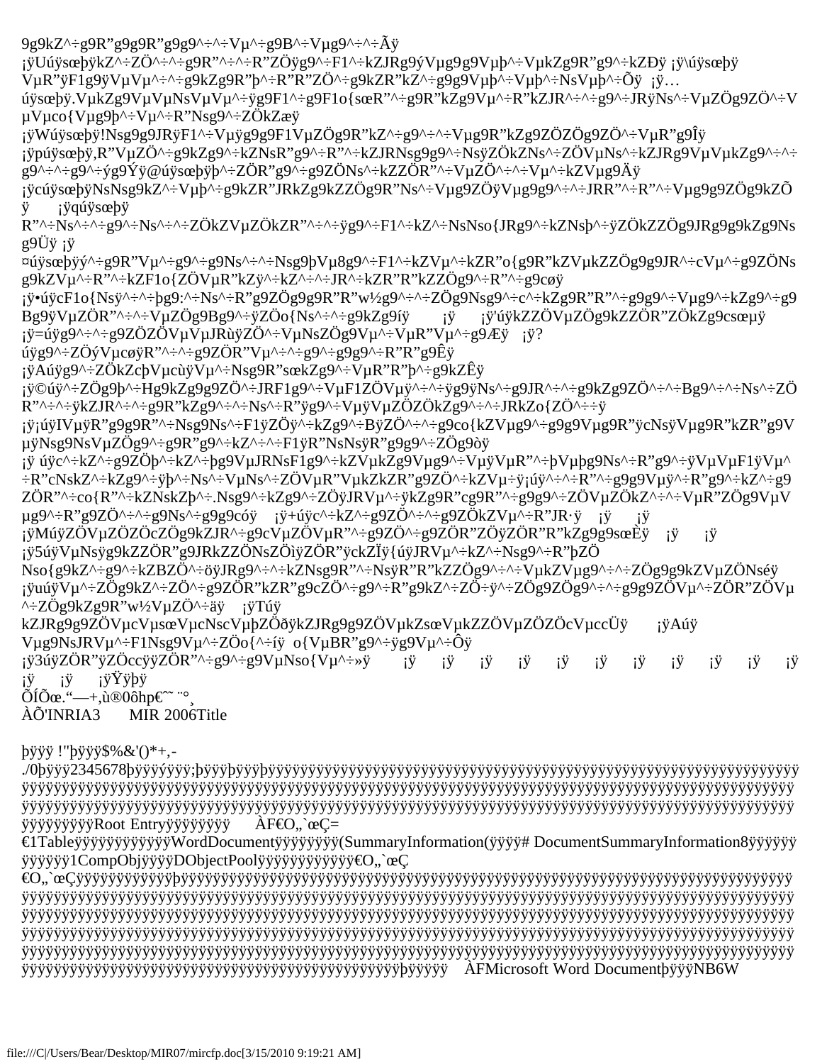9g9kZ^÷g9R"g9g9R"g9g9^÷^÷Vμ^÷g9B^÷Vμg9^÷^÷Ãÿ
¡ÿUúÿsœþÿkZ^÷ZÖ^÷^÷g9R"^÷^÷R"ZÖÿg9^÷F1^÷kZJRg9ýVμg9g9Vμþ^÷VμkZg9R"g9^÷kZÐÿ ¡ÿ\úÿsœþÿ VμR"ÿF1g9ÿVμVμ^÷^÷g9kZg9R"þ^÷R"R"ZÖ^÷g9kZR"kZ^÷g9g9Vμþ^÷Vμþ^÷NsVμþ^÷Õÿ ¡ÿ… úÿsœþÿ.VμkZg9VμVμNsVμVμ^÷ÿg9F1^÷g9F1o{sœR"^÷g9R"kZg9Vμ^÷R"kZJR^÷^÷g9^÷JRÿNs^÷VμZÖg9ZÖ^÷V μVμco{Vμg9þ^÷Vμ^÷R"Nsg9^÷ZÖkZæÿ
¡ÿWúÿsœþÿ!Nsg9g9JRÿF1^÷Vμÿg9g9F1VμZÖg9R"kZ^÷g9^÷^÷Vμg9R"kZg9ZÖZÖg9ZÖ^÷VμR"g9Îÿ
¡ÿpúÿsœþÿ,R"VμZÖ^÷g9kZg9^÷kZNsR"g9^÷R"^÷kZJRNsg9g9^÷NsÿZÖkZNs^÷ZÖVμNs^÷kZJRg9VμVμkZg9^÷^÷ g9^÷^÷g9^÷ýg9Ýÿ@úÿsœþÿþ^÷ZÖR"g9^÷g9ZÖNs^÷kZZÖR"^÷VμZÖ^÷^÷Vμ^÷kZVμg9Äÿ
¡ÿcúÿsœþÿNsNsg9kZ^÷Vμþ^÷g9kZR"JRkZg9kZZÖg9R"Ns^÷Vμg9ZÖÿVμg9g9^÷^÷JRR"^÷R"^÷Vμg9g9ZÖg9kZÕ ÿ ¡ÿqúÿsœþÿ
R"^÷Ns^÷^÷g9^÷Ns^÷^÷ZÖkZVμZÖkZR"^÷^÷ÿg9^÷F1^÷kZ^÷NsNso{JRg9^÷kZNsþ^÷ÿZÖkZZÖg9JRg9g9kZg9Ns g9Üÿ ¡ÿ
¤úÿsœþÿý^÷g9R"Vμ^÷g9^÷g9Ns^÷^÷Nsg9þVμ8g9^÷F1^÷kZVμ^÷kZR"o{g9R"kZVμkZZÖg9g9JR^÷cVμ^÷g9ZÖNs g9kZVμ^÷R"^÷kZF1o{ZÖVμR"kZÿ^÷kZ^÷^÷JR^÷kZR"R"kZZÖg9^÷R"^÷g9cøÿ
¡ÿ•úÿcF1o{Nsÿ^÷^÷þg9:^÷Ns^÷R"g9ZÖg9g9R"R"w½g9^÷^÷ZÖg9Nsg9^÷c^÷kZg9R"R"^÷g9g9^÷Vμg9^÷kZg9^÷g9 Bg9ÿVμZÖR"^÷^÷VμZÖg9Bg9^÷ÿZÖo{Ns^÷^÷g9kZg9íÿ ¡ÿ ¡ÿ'úÿkZZÖVμZÖg9kZZÖR"ZÖkZg9csœμÿ
¡ÿ=úÿg9^÷^÷g9ZÖZÖVμVμJRùÿZÖ^÷VμNsZÖg9Vμ^÷VμR"Vμ^÷g9Æÿ ¡ÿ?
úÿg9^÷ZÖýVμcøÿR"^÷^÷g9ZÖR"Vμ^÷^÷g9^÷g9g9^÷R"R"g9Êÿ
¡ÿAúÿg9^÷ZÖkZcþVμcùÿVμ^÷Nsg9R"sœkZg9^÷VμR"R"þ^÷g9kZÊÿ
¡ÿ©úÿ^÷ZÖg9þ^÷Hg9kZg9g9ZÖ^÷JRF1g9^÷VμF1ZÖVμÿ^÷^÷ÿg9ÿNs^÷g9JR^÷^÷g9kZg9ZÖ^÷^÷Bg9^÷^÷Ns^÷ZÖ R"^÷^÷ÿkZJR^÷^÷g9R"kZg9^÷^÷Ns^÷R"ÿg9^÷VμÿVμZÖZÖkZg9^÷^÷JRkZo{ZÖ^÷÷ÿ
¡ÿ¡úÿIVμÿR"g9g9R"^÷Nsg9Ns^÷F1ÿZÖÿ^÷kZg9^÷BÿZÖ^÷^÷g9co{kZVμg9^÷g9g9Vμg9R"ÿcNsÿVμg9R"kZR"g9V μÿNsg9NsVμZÖg9^÷g9R"g9^÷kZ^÷^÷F1ÿR"NsNsÿR"g9g9^÷ZÖg9òÿ
¡ÿ úÿc^÷kZ^÷g9ZÖþ^÷kZ^÷þg9VμJRNsF1g9^÷kZVμkZg9Vμg9^÷VμÿVμR"^÷þVμþg9Ns^÷R"g9^÷ÿVμVμF1ÿVμ^ ÷R"cNskZ^÷kZg9^÷ÿþ^÷Ns^÷VμNs^÷ZÖVμR"VμkZkZR"g9ZÖ^÷kZVμ÷ÿ¡úÿ^÷^÷R"^÷g9g9Vμÿ^÷R"g9^÷kZ^÷g9 ZÖR"^÷co{R"^÷kZNskZþ^÷.Nsg9^÷kZg9^÷ZÖÿJRVμ^÷ÿkZg9R"cg9R"^÷g9g9^÷ZÖVμZÖkZ^÷^÷VμR"ZÖg9VμV μg9^÷R"g9ZÖ^÷^÷g9Ns^÷g9g9cóÿ ¡ÿ+úÿc^÷kZ^÷g9ZÖ^÷^÷g9ZÖkZVμ^÷R"JR·ÿ ¡ÿ ¡ÿ
¡ÿMúÿZÖVμZÖZÖcZÖg9kZJR^÷g9cVμZÖVμR"^÷g9ZÖ^÷g9ZÖR"ZÖÿZÖR"R"kZg9g9sœÈÿ ¡ÿ ¡ÿ
¡ÿ5úÿVμNsÿg9kZZÖR"g9JRkZZÖNsZÖìÿZÖR"ÿckZÏÿ{úÿJRVμ^÷kZ^÷Nsg9^÷R"þZÖ
Nso{g9kZ^÷g9^÷kZBZÖ^÷öÿJRg9^÷^÷kZNsg9R"^÷NsÿR"R"kZZÖg9^÷^÷VμkZVμg9^÷^÷ZÖg9g9kZVμZÖNséÿ
¡ÿuúÿVμ^÷ZÖg9kZ^÷ZÖ^÷g9ZÖR"kZR"g9cZÖ^÷g9^÷R"g9kZ^÷ZÖ÷ÿ^÷ZÖg9ZÖg9^÷^÷g9g9ZÖVμ^÷ZÖR"ZÖVμ ^÷ZÖg9kZg9R"w½VμZÖ^÷äÿ ¡ÿTúÿ
kZJRg9g9ZÖVμcVμsœVμcNscVμþZÖðÿkZJRg9g9ZÖVμkZsœVμkZZÖVμZÖZÖcVμccÜÿ ¡ÿAúÿ
Vμg9NsJRVμ^÷F1Nsg9Vμ^÷ZÖo{^÷íÿ o{VμBR"g9^÷ÿg9Vμ^÷Ôÿ
¡ÿ3úÿZÖR"ÿZÖccÿÿZÖR"^÷g9^÷g9VμNso{Vμ^÷»ÿ ¡ÿ ¡ÿ ¡ÿ ¡ÿ ¡ÿ ¡ÿ ¡ÿ ¡ÿ ¡ÿ ¡ÿ ¡ÿ
¡ÿ ¡ÿ ¡ÿŸÿþÿ
ÕÍÕœ.“—+,ù®0ôhp€˜˜ ¨°¸
ÀÕ'INRIA3 MIR 2006Title

þÿÿÿ !"þÿÿÿ$%&'()*+,-
./0þÿÿÿ2345678þÿÿÿýÿÿÿ;þÿÿÿþÿÿÿþÿÿÿÿÿÿÿÿÿÿÿÿÿÿÿÿÿÿÿÿÿÿÿÿÿÿÿÿÿÿÿÿÿÿÿÿÿÿÿÿÿÿÿÿÿÿÿÿÿÿÿÿÿÿÿÿÿÿ ÿÿÿÿÿÿÿÿÿÿÿÿÿÿÿÿÿÿÿÿÿÿÿÿÿÿÿÿÿÿÿÿÿÿÿÿÿÿÿÿÿÿÿÿÿÿÿÿÿÿÿÿÿÿÿÿÿÿÿÿÿÿÿÿÿÿÿÿÿÿÿÿÿÿÿÿÿÿÿÿÿÿÿ ÿÿÿÿÿÿÿÿÿÿÿÿÿÿÿÿÿÿÿÿÿÿÿÿÿÿÿÿÿÿÿÿÿÿÿÿÿÿÿÿÿÿÿÿÿÿÿÿÿÿÿÿÿÿÿÿÿÿÿÿÿÿÿÿÿÿÿÿÿÿÿÿÿÿÿÿÿÿÿÿÿÿÿ ÿÿÿÿÿÿÿÿÿRoot Entryÿÿÿÿÿÿÿÿÿ ÀF€O„`œÇ=
€1TableÿÿÿÿÿÿÿÿÿÿÿÿWordDocumentÿÿÿÿÿÿÿÿ(SummaryInformation(ÿÿÿÿ# DocumentSummaryInformation8ÿÿÿÿÿÿ ÿÿÿÿÿÿ1CompObjÿÿÿÿDObjectPoolÿÿÿÿÿÿÿÿÿÿÿÿ€O„`œÇ
€O„`œÇÿÿÿÿÿÿÿÿÿÿÿÿþÿÿÿÿÿÿÿÿÿÿÿÿÿÿÿÿÿÿÿÿÿÿÿÿÿÿÿÿÿÿÿÿÿÿÿÿÿÿÿÿÿÿÿÿÿÿÿÿÿÿÿÿÿÿÿÿÿÿÿÿÿÿÿÿÿÿÿ ÿÿÿÿÿÿÿÿÿÿÿÿÿÿÿÿÿÿÿÿÿÿÿÿÿÿÿÿÿÿÿÿÿÿÿÿÿÿÿÿÿÿÿÿÿÿÿÿÿÿÿÿÿÿÿÿÿÿÿÿÿÿÿÿÿÿÿÿÿÿÿÿÿÿÿÿÿÿÿÿÿÿÿ ÿÿÿÿÿÿÿÿÿÿÿÿÿÿÿÿÿÿÿÿÿÿÿÿÿÿÿÿÿÿÿÿÿÿÿÿÿÿÿÿÿÿÿÿÿÿÿÿÿÿÿÿÿÿÿÿÿÿÿÿÿÿÿÿÿÿÿÿÿÿÿÿÿÿÿÿÿÿÿÿÿÿÿ ÿÿÿÿÿÿÿÿÿÿÿÿÿÿÿÿÿÿÿÿÿÿÿÿÿÿÿÿÿÿÿÿÿÿÿÿÿÿÿÿÿÿÿÿÿÿÿÿÿÿÿÿÿÿÿÿÿÿÿÿÿÿÿÿÿÿÿÿÿÿÿÿÿÿÿÿÿÿÿÿÿÿÿ ÿÿÿÿÿÿÿÿÿÿÿÿÿÿÿÿÿÿÿÿÿÿÿÿÿÿÿÿÿÿÿÿÿÿÿÿÿÿÿÿÿÿÿÿÿÿÿÿÿÿÿÿÿÿÿÿÿÿÿÿÿÿÿÿÿÿÿÿÿÿÿÿÿÿÿÿÿÿÿÿÿÿÿ ÿÿÿÿÿÿÿÿÿÿÿÿÿÿÿÿÿÿÿÿÿÿÿÿÿÿÿÿÿÿÿÿÿÿÿÿÿÿÿÿÿÿÿþÿÿÿÿÿ ÀFMicrosoft Word DocumentþÿÿÿNB6W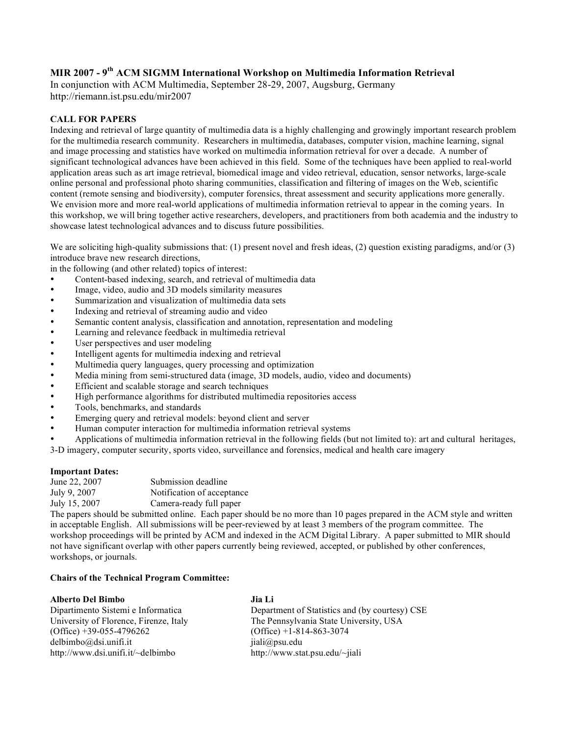**MIR 2007 - 9th ACM SIGMM International Workshop on Multimedia Information Retrieval**
In conjunction with ACM Multimedia, September 28-29, 2007, Augsburg, Germany
http://riemann.ist.psu.edu/mir2007

**CALL FOR PAPERS**

Indexing and retrieval of large quantity of multimedia data is a highly challenging and growingly important research problem for the multimedia research community. Researchers in multimedia, databases, computer vision, machine learning, signal and image processing and statistics have worked on multimedia information retrieval for over a decade. A number of significant technological advances have been achieved in this field. Some of the techniques have been applied to real-world application areas such as art image retrieval, biomedical image and video retrieval, education, sensor networks, large-scale online personal and professional photo sharing communities, classification and filtering of images on the Web, scientific content (remote sensing and biodiversity), computer forensics, threat assessment and security applications more generally. We envision more and more real-world applications of multimedia information retrieval to appear in the coming years. In this workshop, we will bring together active researchers, developers, and practitioners from both academia and the industry to showcase latest technological advances and to discuss future possibilities.

We are soliciting high-quality submissions that: (1) present novel and fresh ideas, (2) question existing paradigms, and/or (3) introduce brave new research directions,
in the following (and other related) topics of interest:

- Content-based indexing, search, and retrieval of multimedia data
- Image, video, audio and 3D models similarity measures
- Summarization and visualization of multimedia data sets
- Indexing and retrieval of streaming audio and video
- Semantic content analysis, classification and annotation, representation and modeling
- Learning and relevance feedback in multimedia retrieval
- User perspectives and user modeling
- Intelligent agents for multimedia indexing and retrieval
- Multimedia query languages, query processing and optimization
- Media mining from semi-structured data (image, 3D models, audio, video and documents)
- Efficient and scalable storage and search techniques
- High performance algorithms for distributed multimedia repositories access
- Tools, benchmarks, and standards
- Emerging query and retrieval models: beyond client and server
- Human computer interaction for multimedia information retrieval systems
- Applications of multimedia information retrieval in the following fields (but not limited to): art and cultural heritages, 3-D imagery, computer security, sports video, surveillance and forensics, medical and health care imagery

**Important Dates:**

| | |
|---|---|
| June 22, 2007 | Submission deadline |
| July 9, 2007 | Notification of acceptance |
| July 15, 2007 | Camera-ready full paper |

The papers should be submitted online. Each paper should be no more than 10 pages prepared in the ACM style and written in acceptable English. All submissions will be peer-reviewed by at least 3 members of the program committee. The workshop proceedings will be printed by ACM and indexed in the ACM Digital Library. A paper submitted to MIR should not have significant overlap with other papers currently being reviewed, accepted, or published by other conferences, workshops, or journals.

**Chairs of the Technical Program Committee:**

**Alberto Del Bimbo**
Dipartimento Sistemi e Informatica
University of Florence, Firenze, Italy
(Office) +39-055-4796262
delbimbo@dsi.unifi.it
http://www.dsi.unifi.it/~delbimbo

**Jia Li**
Department of Statistics and (by courtesy) CSE
The Pennsylvania State University, USA
(Office) +1-814-863-3074
jiali@psu.edu
http://www.stat.psu.edu/~jiali